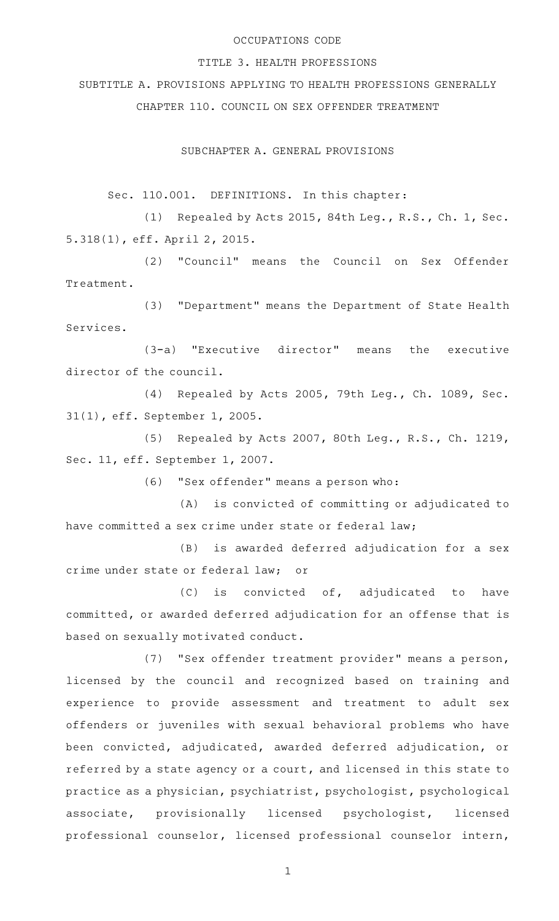# OCCUPATIONS CODE

## TITLE 3. HEALTH PROFESSIONS

## SUBTITLE A. PROVISIONS APPLYING TO HEALTH PROFESSIONS GENERALLY

## CHAPTER 110. COUNCIL ON SEX OFFENDER TREATMENT

### SUBCHAPTER A. GENERAL PROVISIONS

Sec. 110.001. DEFINITIONS. In this chapter:

(1) Repealed by Acts 2015, 84th Leg., R.S., Ch. 1, Sec. 5.318(1), eff. April 2, 2015.

(2) "Council" means the Council on Sex Offender Treatment.

(3) "Department" means the Department of State Health Services.

(3-a) "Executive director" means the executive director of the council.

(4) Repealed by Acts 2005, 79th Leg., Ch. 1089, Sec. 31(1), eff. September 1, 2005.

(5) Repealed by Acts 2007, 80th Leg., R.S., Ch. 1219, Sec. 11, eff. September 1, 2007.

(6) "Sex offender" means a person who:

(A) is convicted of committing or adjudicated to have committed a sex crime under state or federal law;

(B) is awarded deferred adjudication for a sex crime under state or federal law; or

(C) is convicted of, adjudicated to have committed, or awarded deferred adjudication for an offense that is based on sexually motivated conduct.

(7) "Sex offender treatment provider" means a person, licensed by the council and recognized based on training and experience to provide assessment and treatment to adult sex offenders or juveniles with sexual behavioral problems who have been convicted, adjudicated, awarded deferred adjudication, or referred by a state agency or a court, and licensed in this state to practice as a physician, psychiatrist, psychologist, psychological associate, provisionally licensed psychologist, licensed professional counselor, licensed professional counselor intern,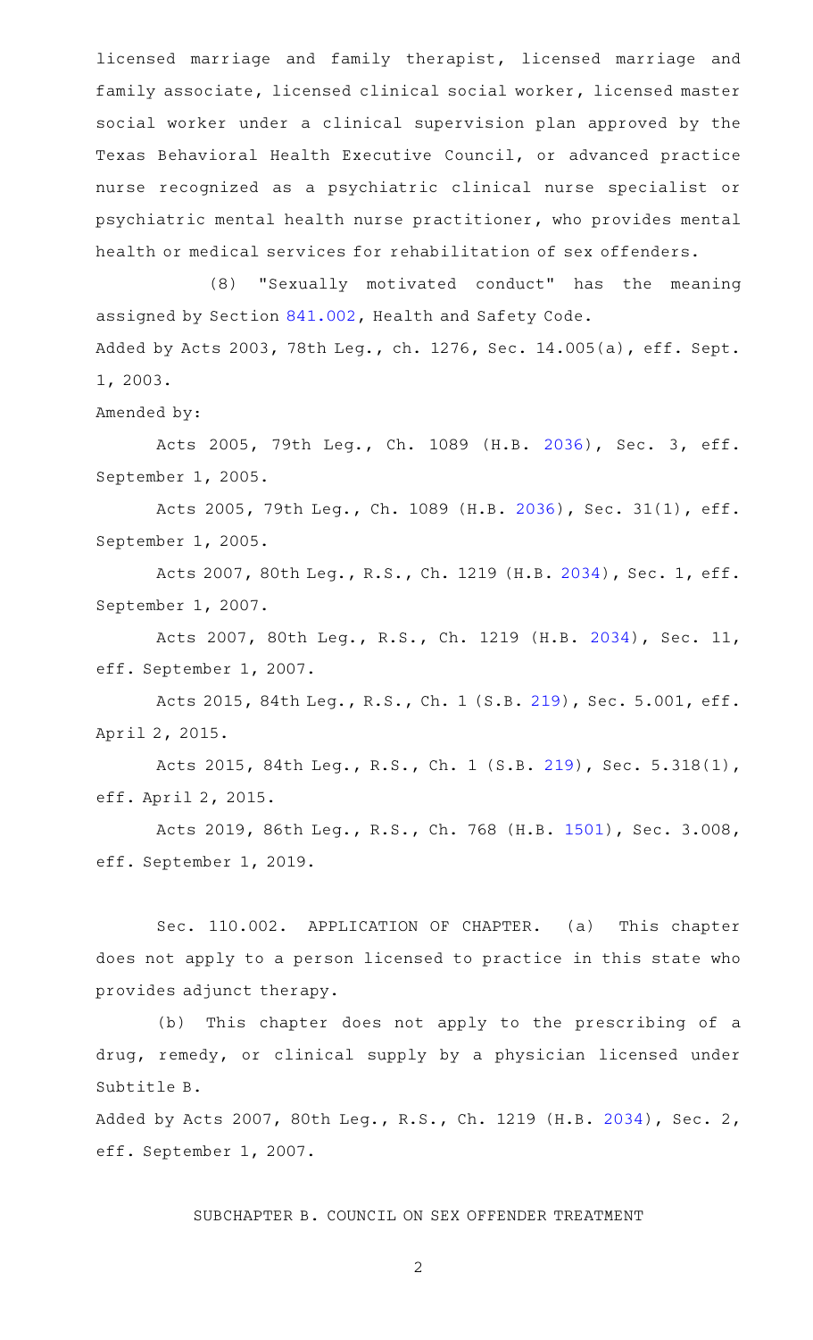licensed marriage and family therapist, licensed marriage and family associate, licensed clinical social worker, licensed master social worker under a clinical supervision plan approved by the Texas Behavioral Health Executive Council, or advanced practice nurse recognized as a psychiatric clinical nurse specialist or psychiatric mental health nurse practitioner, who provides mental health or medical services for rehabilitation of sex offenders.

(8) "Sexually motivated conduct" has the meaning assigned by Section 841.002, Health and Safety Code.

Added by Acts 2003, 78th Leg., ch. 1276, Sec. 14.005(a), eff. Sept. 1, 2003.

Amended by:

Acts 2005, 79th Leg., Ch. 1089 (H.B. 2036), Sec. 3, eff. September 1, 2005.

Acts 2005, 79th Leg., Ch. 1089 (H.B. 2036), Sec. 31(1), eff. September 1, 2005.

Acts 2007, 80th Leg., R.S., Ch. 1219 (H.B. 2034), Sec. 1, eff. September 1, 2007.

Acts 2007, 80th Leg., R.S., Ch. 1219 (H.B. 2034), Sec. 11, eff. September 1, 2007.

Acts 2015, 84th Leg., R.S., Ch. 1 (S.B. 219), Sec. 5.001, eff. April 2, 2015.

Acts 2015, 84th Leg., R.S., Ch. 1 (S.B. 219), Sec. 5.318(1), eff. April 2, 2015.

Acts 2019, 86th Leg., R.S., Ch. 768 (H.B. 1501), Sec. 3.008, eff. September 1, 2019.

Sec. 110.002. APPLICATION OF CHAPTER. (a) This chapter does not apply to a person licensed to practice in this state who provides adjunct therapy.

(b) This chapter does not apply to the prescribing of a drug, remedy, or clinical supply by a physician licensed under Subtitle B.

Added by Acts 2007, 80th Leg., R.S., Ch. 1219 (H.B. 2034), Sec. 2, eff. September 1, 2007.

## SUBCHAPTER B. COUNCIL ON SEX OFFENDER TREATMENT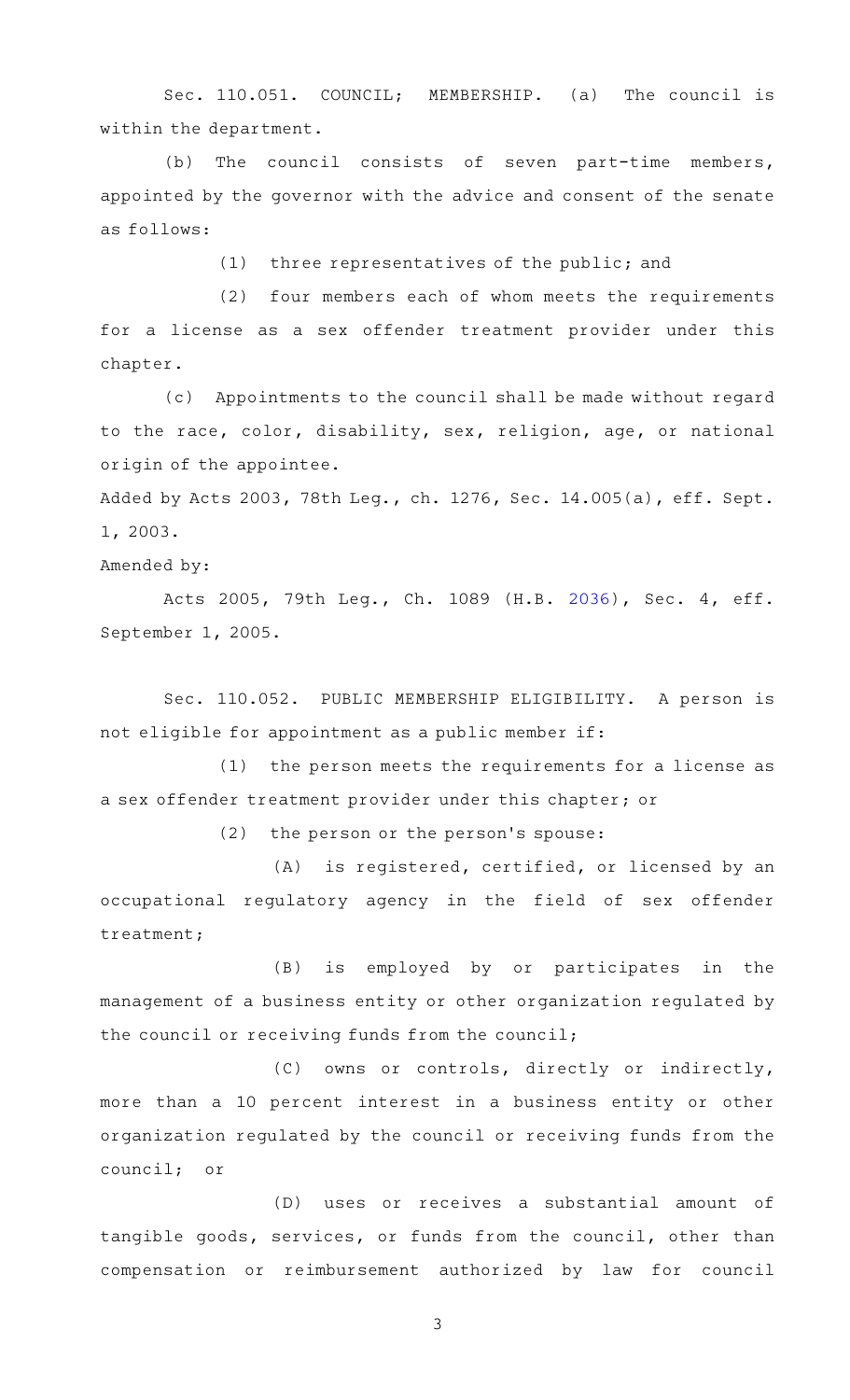Sec. 110.051. COUNCIL; MEMBERSHIP. (a) The council is within the department.

(b) The council consists of seven part-time members, appointed by the governor with the advice and consent of the senate as follows:

(1) three representatives of the public; and

(2) four members each of whom meets the requirements for a license as a sex offender treatment provider under this chapter.

(c) Appointments to the council shall be made without regard to the race, color, disability, sex, religion, age, or national origin of the appointee.

Added by Acts 2003, 78th Leg., ch. 1276, Sec. 14.005(a), eff. Sept. 1, 2003.

Amended by:

Acts 2005, 79th Leg., Ch. 1089 (H.B. 2036), Sec. 4, eff. September 1, 2005.

Sec. 110.052. PUBLIC MEMBERSHIP ELIGIBILITY. A person is not eligible for appointment as a public member if:

(1) the person meets the requirements for a license as a sex offender treatment provider under this chapter; or

(2) the person or the person's spouse:

(A) is registered, certified, or licensed by an occupational regulatory agency in the field of sex offender treatment;

(B) is employed by or participates in the management of a business entity or other organization regulated by the council or receiving funds from the council;

(C) owns or controls, directly or indirectly, more than a 10 percent interest in a business entity or other organization regulated by the council or receiving funds from the council; or

(D) uses or receives a substantial amount of tangible goods, services, or funds from the council, other than compensation or reimbursement authorized by law for council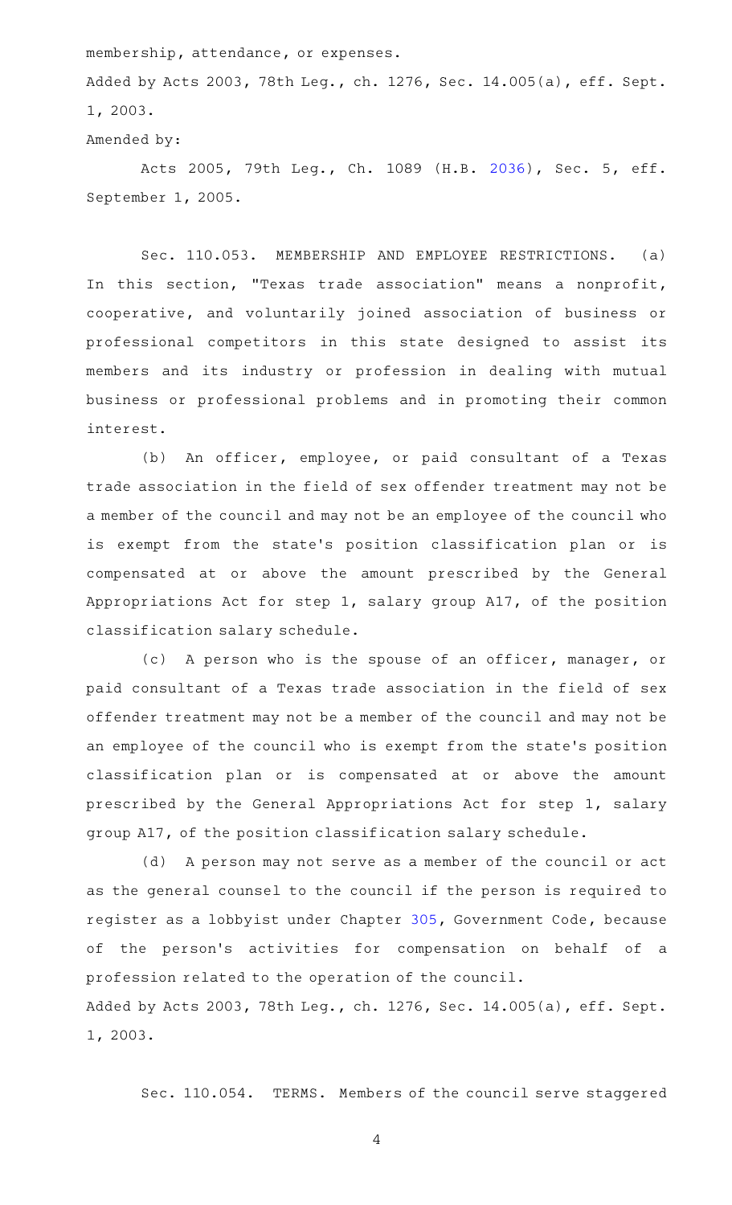membership, attendance, or expenses.

Added by Acts 2003, 78th Leg., ch. 1276, Sec. 14.005(a), eff. Sept. 1, 2003.

Amended by:

Acts 2005, 79th Leg., Ch. 1089 (H.B. 2036), Sec. 5, eff. September 1, 2005.

Sec. 110.053. MEMBERSHIP AND EMPLOYEE RESTRICTIONS. (a) In this section, "Texas trade association" means a nonprofit, cooperative, and voluntarily joined association of business or professional competitors in this state designed to assist its members and its industry or profession in dealing with mutual business or professional problems and in promoting their common interest.

(b) An officer, employee, or paid consultant of a Texas trade association in the field of sex offender treatment may not be a member of the council and may not be an employee of the council who is exempt from the state's position classification plan or is compensated at or above the amount prescribed by the General Appropriations Act for step 1, salary group A17, of the position classification salary schedule.

(c) A person who is the spouse of an officer, manager, or paid consultant of a Texas trade association in the field of sex offender treatment may not be a member of the council and may not be an employee of the council who is exempt from the state's position classification plan or is compensated at or above the amount prescribed by the General Appropriations Act for step 1, salary group A17, of the position classification salary schedule.

(d) A person may not serve as a member of the council or act as the general counsel to the council if the person is required to register as a lobbyist under Chapter 305, Government Code, because of the person's activities for compensation on behalf of a profession related to the operation of the council.

Added by Acts 2003, 78th Leg., ch. 1276, Sec. 14.005(a), eff. Sept. 1, 2003.

Sec. 110.054. TERMS. Members of the council serve staggered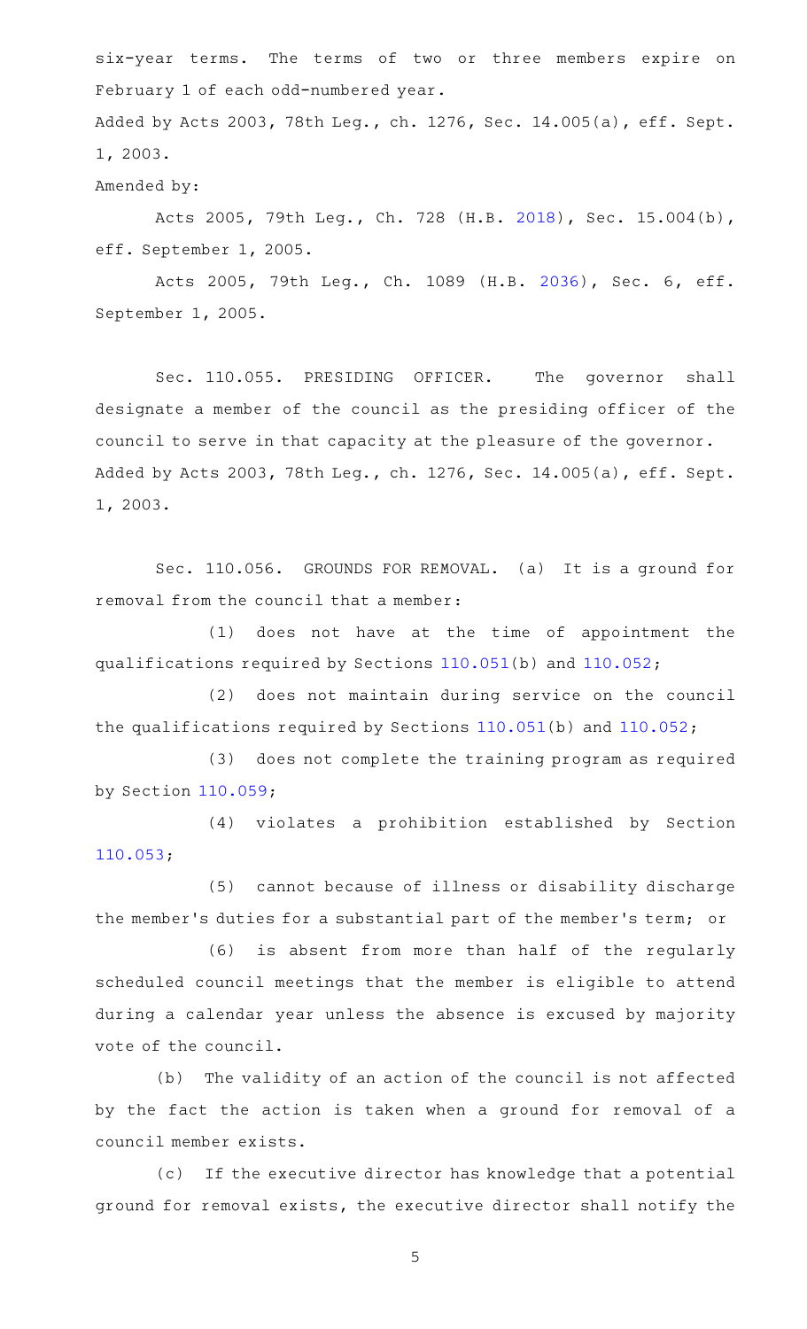six-year terms. The terms of two or three members expire on February 1 of each odd-numbered year.

Added by Acts 2003, 78th Leg., ch. 1276, Sec. 14.005(a), eff. Sept. 1, 2003.

Amended by:

Acts 2005, 79th Leg., Ch. 728 (H.B. 2018), Sec. 15.004(b), eff. September 1, 2005.

Acts 2005, 79th Leg., Ch. 1089 (H.B. 2036), Sec. 6, eff. September 1, 2005.

Sec. 110.055. PRESIDING OFFICER. The governor shall designate a member of the council as the presiding officer of the council to serve in that capacity at the pleasure of the governor.

Added by Acts 2003, 78th Leg., ch. 1276, Sec. 14.005(a), eff. Sept. 1, 2003.

Sec. 110.056. GROUNDS FOR REMOVAL. (a) It is a ground for removal from the council that a member:

(1) does not have at the time of appointment the qualifications required by Sections 110.051(b) and 110.052;

(2) does not maintain during service on the council the qualifications required by Sections 110.051(b) and 110.052;

(3) does not complete the training program as required by Section 110.059;

(4) violates a prohibition established by Section 110.053;

(5) cannot because of illness or disability discharge the member's duties for a substantial part of the member's term; or

(6) is absent from more than half of the regularly scheduled council meetings that the member is eligible to attend during a calendar year unless the absence is excused by majority vote of the council.

(b) The validity of an action of the council is not affected by the fact the action is taken when a ground for removal of a council member exists.

(c) If the executive director has knowledge that a potential ground for removal exists, the executive director shall notify the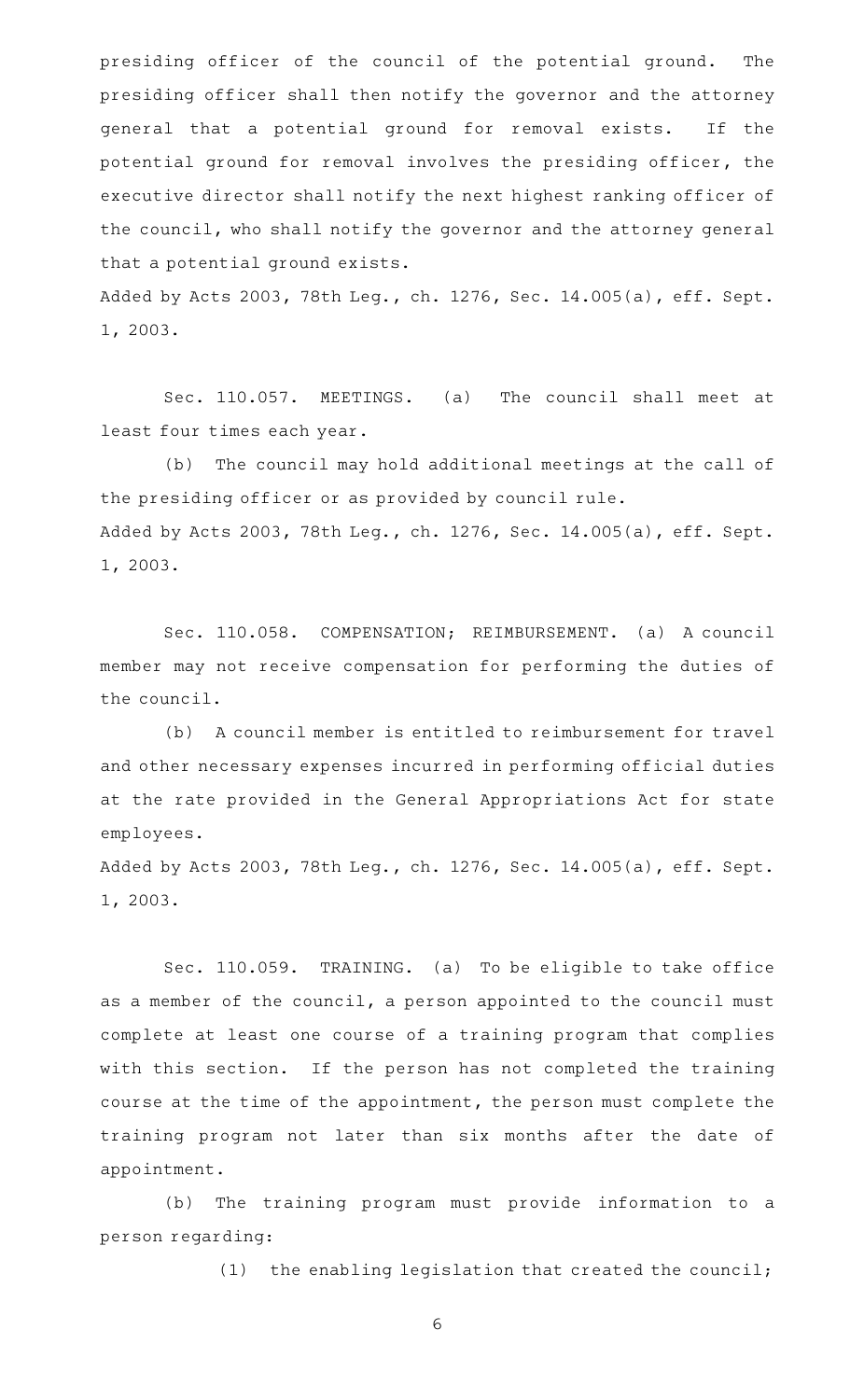presiding officer of the council of the potential ground. The presiding officer shall then notify the governor and the attorney general that a potential ground for removal exists. If the potential ground for removal involves the presiding officer, the executive director shall notify the next highest ranking officer of the council, who shall notify the governor and the attorney general that a potential ground exists.

Added by Acts 2003, 78th Leg., ch. 1276, Sec. 14.005(a), eff. Sept. 1, 2003.

Sec. 110.057. MEETINGS. (a) The council shall meet at least four times each year.

(b) The council may hold additional meetings at the call of the presiding officer or as provided by council rule.

Added by Acts 2003, 78th Leg., ch. 1276, Sec. 14.005(a), eff. Sept. 1, 2003.

Sec. 110.058. COMPENSATION; REIMBURSEMENT. (a) A council member may not receive compensation for performing the duties of the council.

(b) A council member is entitled to reimbursement for travel and other necessary expenses incurred in performing official duties at the rate provided in the General Appropriations Act for state employees.

Added by Acts 2003, 78th Leg., ch. 1276, Sec. 14.005(a), eff. Sept. 1, 2003.

Sec. 110.059. TRAINING. (a) To be eligible to take office as a member of the council, a person appointed to the council must complete at least one course of a training program that complies with this section. If the person has not completed the training course at the time of the appointment, the person must complete the training program not later than six months after the date of appointment.

(b) The training program must provide information to a person regarding:

(1) the enabling legislation that created the council;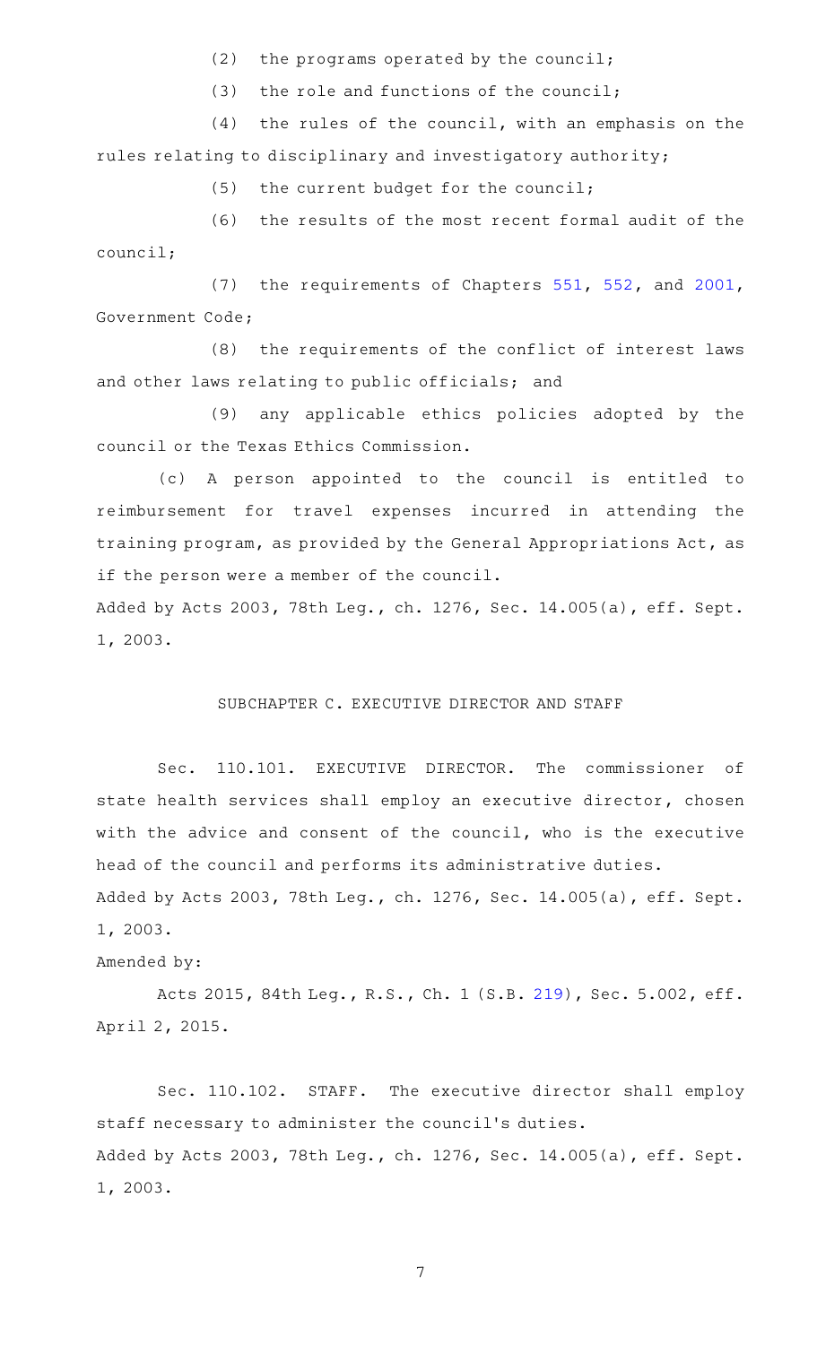(2) the programs operated by the council;

(3) the role and functions of the council;

(4) the rules of the council, with an emphasis on the rules relating to disciplinary and investigatory authority;

(5) the current budget for the council;

(6) the results of the most recent formal audit of the council;

(7) the requirements of Chapters 551, 552, and 2001, Government Code;

(8) the requirements of the conflict of interest laws and other laws relating to public officials; and

(9) any applicable ethics policies adopted by the council or the Texas Ethics Commission.

(c) A person appointed to the council is entitled to reimbursement for travel expenses incurred in attending the training program, as provided by the General Appropriations Act, as if the person were a member of the council.

Added by Acts 2003, 78th Leg., ch. 1276, Sec. 14.005(a), eff. Sept. 1, 2003.

## SUBCHAPTER C. EXECUTIVE DIRECTOR AND STAFF

Sec. 110.101. EXECUTIVE DIRECTOR. The commissioner of state health services shall employ an executive director, chosen with the advice and consent of the council, who is the executive head of the council and performs its administrative duties.

Added by Acts 2003, 78th Leg., ch. 1276, Sec. 14.005(a), eff. Sept. 1, 2003.

Amended by:

Acts 2015, 84th Leg., R.S., Ch. 1 (S.B. 219), Sec. 5.002, eff. April 2, 2015.

Sec. 110.102. STAFF. The executive director shall employ staff necessary to administer the council's duties.

Added by Acts 2003, 78th Leg., ch. 1276, Sec. 14.005(a), eff. Sept. 1, 2003.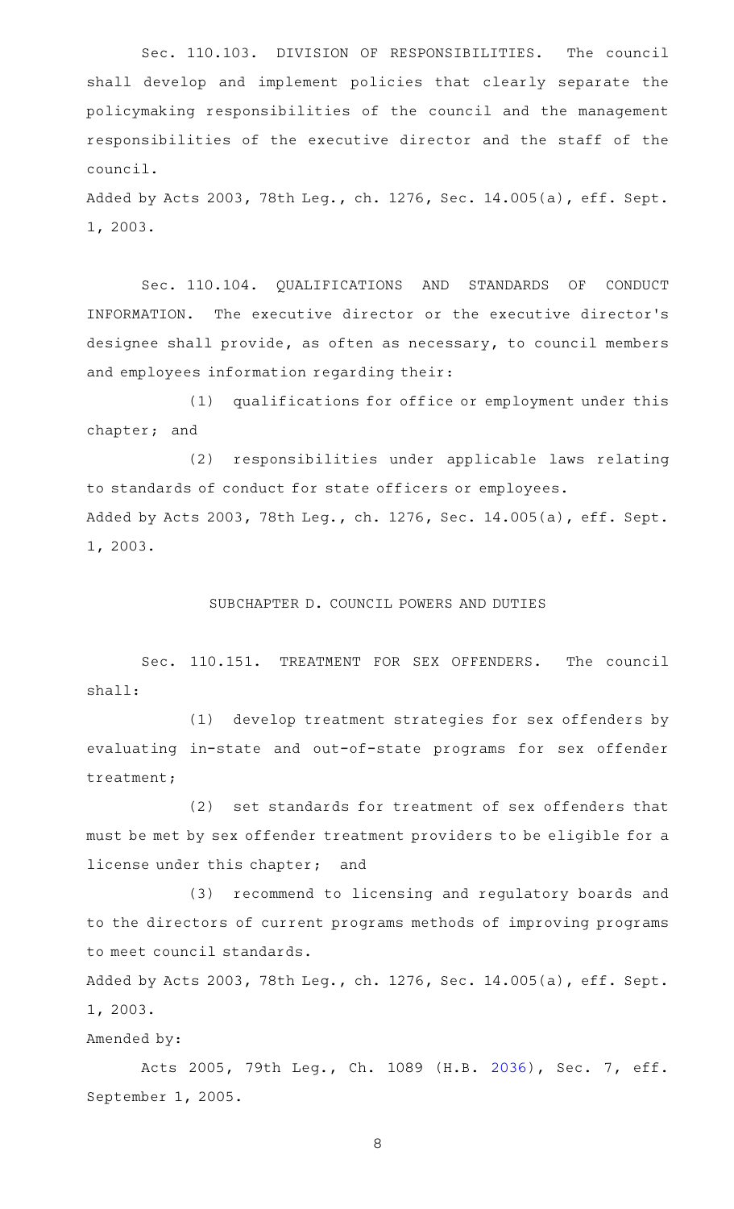Sec. 110.103. DIVISION OF RESPONSIBILITIES. The council shall develop and implement policies that clearly separate the policymaking responsibilities of the council and the management responsibilities of the executive director and the staff of the council.

Added by Acts 2003, 78th Leg., ch. 1276, Sec. 14.005(a), eff. Sept. 1, 2003.

Sec. 110.104. QUALIFICATIONS AND STANDARDS OF CONDUCT INFORMATION. The executive director or the executive director's designee shall provide, as often as necessary, to council members and employees information regarding their:

(1) qualifications for office or employment under this chapter; and

(2) responsibilities under applicable laws relating to standards of conduct for state officers or employees.

Added by Acts 2003, 78th Leg., ch. 1276, Sec. 14.005(a), eff. Sept. 1, 2003.

## SUBCHAPTER D. COUNCIL POWERS AND DUTIES

Sec. 110.151. TREATMENT FOR SEX OFFENDERS. The council shall:

(1) develop treatment strategies for sex offenders by evaluating in-state and out-of-state programs for sex offender treatment;

(2) set standards for treatment of sex offenders that must be met by sex offender treatment providers to be eligible for a license under this chapter; and

(3) recommend to licensing and regulatory boards and to the directors of current programs methods of improving programs to meet council standards.

Added by Acts 2003, 78th Leg., ch. 1276, Sec. 14.005(a), eff. Sept. 1, 2003.

Amended by:

Acts 2005, 79th Leg., Ch. 1089 (H.B. 2036), Sec. 7, eff. September 1, 2005.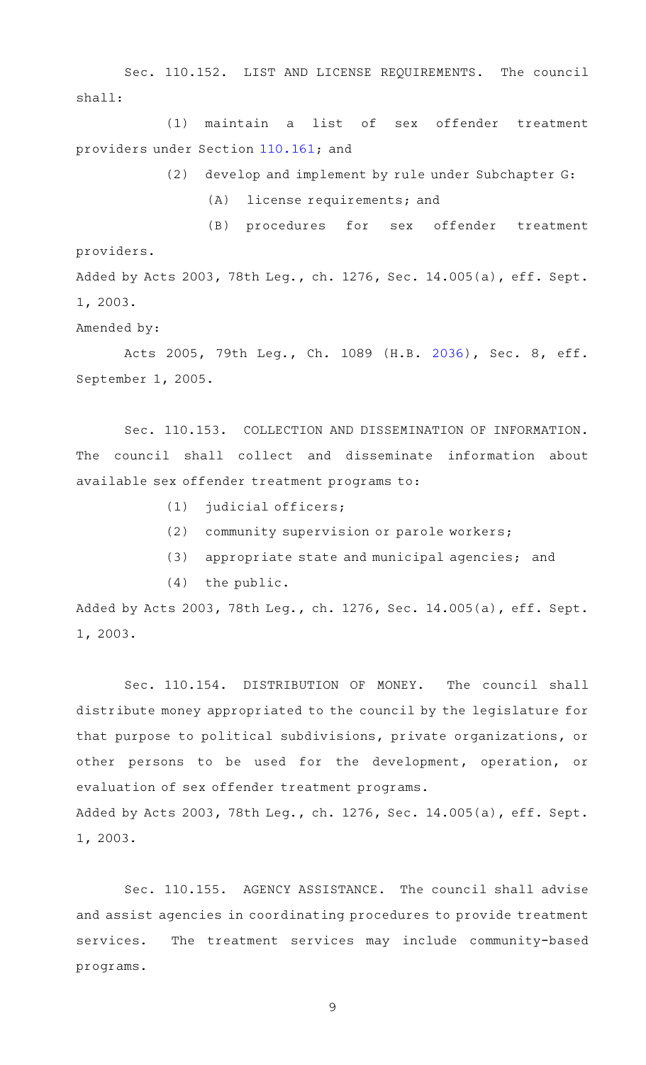Sec. 110.152. LIST AND LICENSE REQUIREMENTS. The council shall:

(1) maintain a list of sex offender treatment providers under Section 110.161; and

(2) develop and implement by rule under Subchapter G:

(A) license requirements; and

(B) procedures for sex offender treatment providers.

Added by Acts 2003, 78th Leg., ch. 1276, Sec. 14.005(a), eff. Sept. 1, 2003.

Amended by:

Acts 2005, 79th Leg., Ch. 1089 (H.B. 2036), Sec. 8, eff. September 1, 2005.

Sec. 110.153. COLLECTION AND DISSEMINATION OF INFORMATION. The council shall collect and disseminate information about available sex offender treatment programs to:

(1) judicial officers;

(2) community supervision or parole workers;

(3) appropriate state and municipal agencies; and

(4) the public.

Added by Acts 2003, 78th Leg., ch. 1276, Sec. 14.005(a), eff. Sept. 1, 2003.

Sec. 110.154. DISTRIBUTION OF MONEY. The council shall distribute money appropriated to the council by the legislature for that purpose to political subdivisions, private organizations, or other persons to be used for the development, operation, or evaluation of sex offender treatment programs.

Added by Acts 2003, 78th Leg., ch. 1276, Sec. 14.005(a), eff. Sept. 1, 2003.

Sec. 110.155. AGENCY ASSISTANCE. The council shall advise and assist agencies in coordinating procedures to provide treatment services. The treatment services may include community-based programs.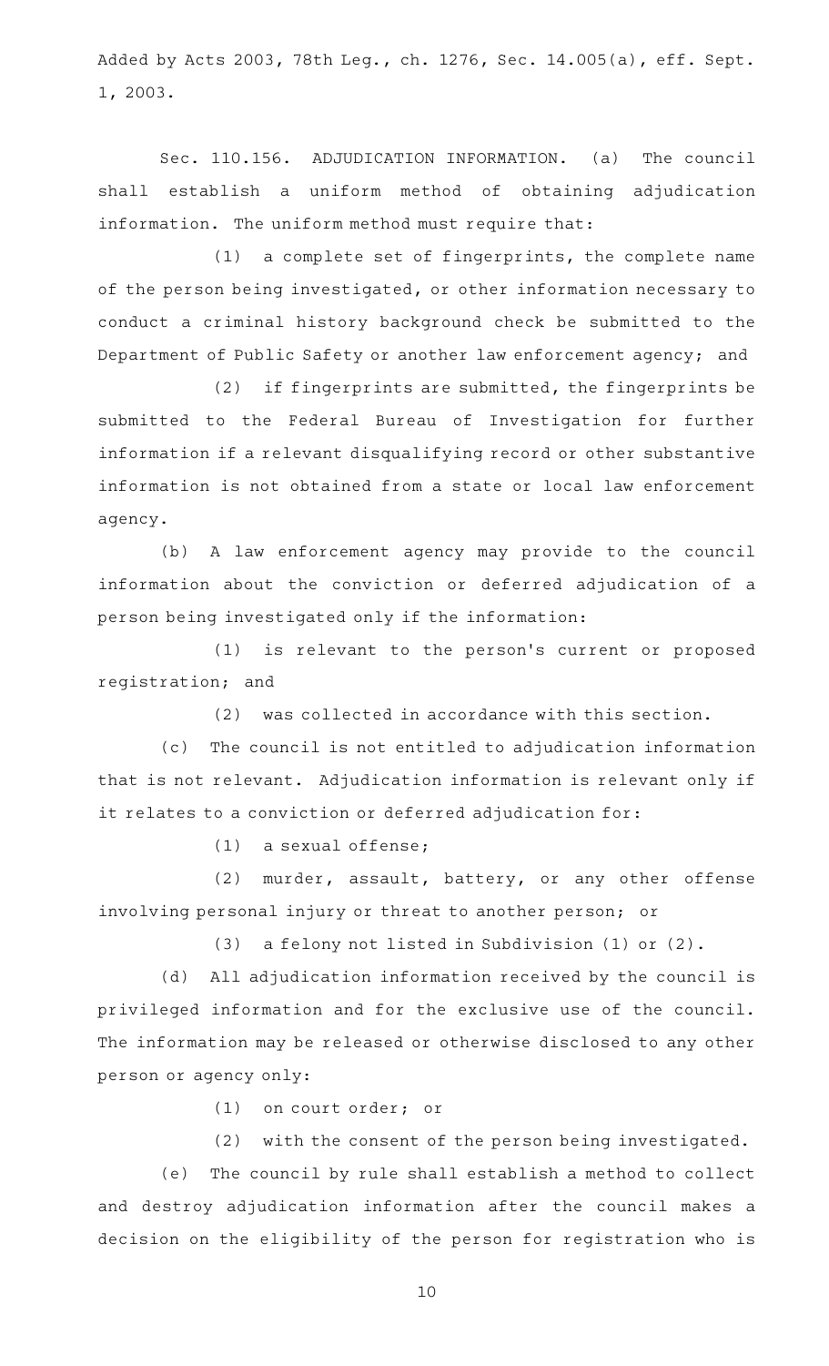Added by Acts 2003, 78th Leg., ch. 1276, Sec. 14.005(a), eff. Sept. 1, 2003.

Sec. 110.156. ADJUDICATION INFORMATION. (a) The council shall establish a uniform method of obtaining adjudication information. The uniform method must require that:

(1) a complete set of fingerprints, the complete name of the person being investigated, or other information necessary to conduct a criminal history background check be submitted to the Department of Public Safety or another law enforcement agency; and

(2) if fingerprints are submitted, the fingerprints be submitted to the Federal Bureau of Investigation for further information if a relevant disqualifying record or other substantive information is not obtained from a state or local law enforcement agency.

(b) A law enforcement agency may provide to the council information about the conviction or deferred adjudication of a person being investigated only if the information:

(1) is relevant to the person's current or proposed registration; and

(2) was collected in accordance with this section.

(c) The council is not entitled to adjudication information that is not relevant. Adjudication information is relevant only if it relates to a conviction or deferred adjudication for:

(1) a sexual offense;

(2) murder, assault, battery, or any other offense involving personal injury or threat to another person; or

(3) a felony not listed in Subdivision (1) or (2).

(d) All adjudication information received by the council is privileged information and for the exclusive use of the council. The information may be released or otherwise disclosed to any other person or agency only:

(1) on court order; or

(2) with the consent of the person being investigated.

(e) The council by rule shall establish a method to collect and destroy adjudication information after the council makes a decision on the eligibility of the person for registration who is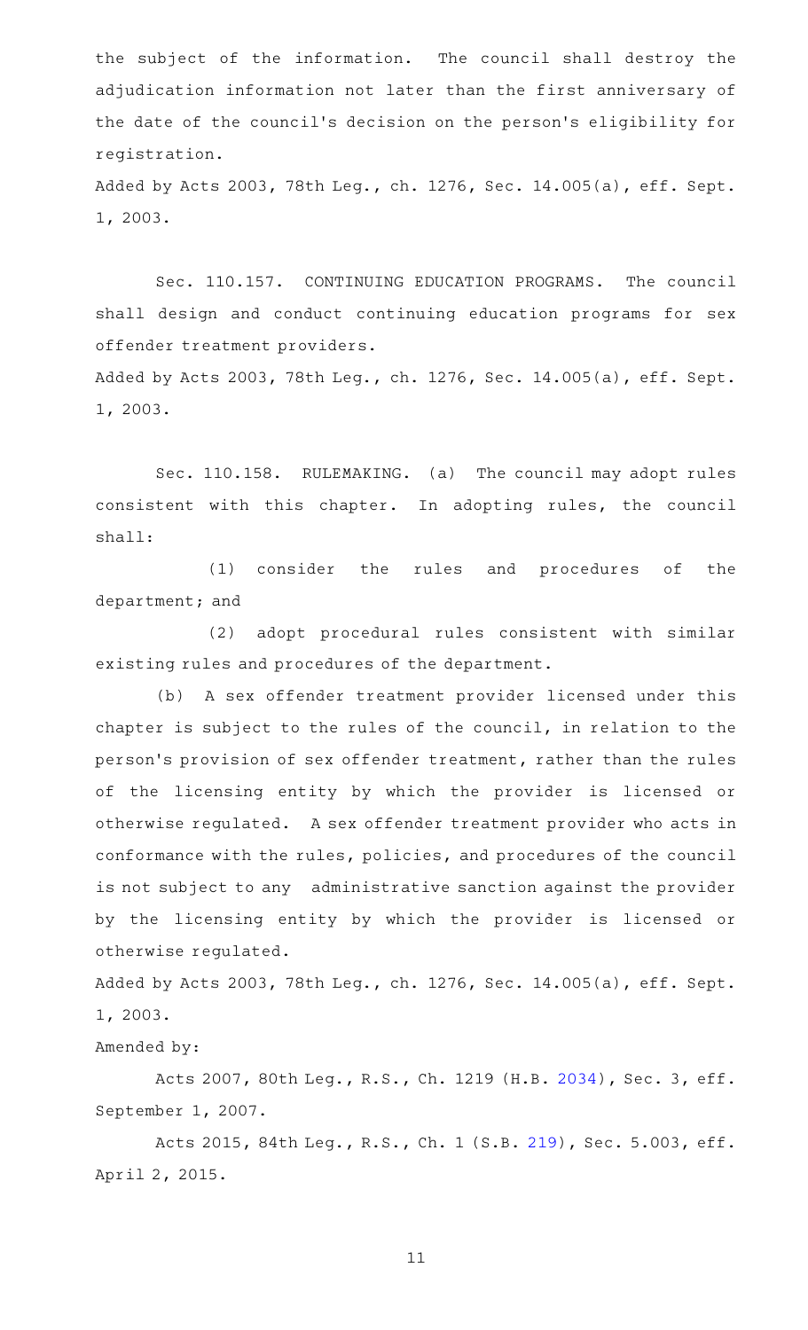the subject of the information. The council shall destroy the adjudication information not later than the first anniversary of the date of the council's decision on the person's eligibility for registration.

Added by Acts 2003, 78th Leg., ch. 1276, Sec. 14.005(a), eff. Sept. 1, 2003.

Sec. 110.157. CONTINUING EDUCATION PROGRAMS. The council shall design and conduct continuing education programs for sex offender treatment providers.

Added by Acts 2003, 78th Leg., ch. 1276, Sec. 14.005(a), eff. Sept. 1, 2003.

Sec. 110.158. RULEMAKING. (a) The council may adopt rules consistent with this chapter. In adopting rules, the council shall:

(1) consider the rules and procedures of the department; and

(2) adopt procedural rules consistent with similar existing rules and procedures of the department.

(b) A sex offender treatment provider licensed under this chapter is subject to the rules of the council, in relation to the person's provision of sex offender treatment, rather than the rules of the licensing entity by which the provider is licensed or otherwise regulated. A sex offender treatment provider who acts in conformance with the rules, policies, and procedures of the council is not subject to any administrative sanction against the provider by the licensing entity by which the provider is licensed or otherwise regulated.

Added by Acts 2003, 78th Leg., ch. 1276, Sec. 14.005(a), eff. Sept. 1, 2003.

Amended by:

Acts 2007, 80th Leg., R.S., Ch. 1219 (H.B. 2034), Sec. 3, eff. September 1, 2007.

Acts 2015, 84th Leg., R.S., Ch. 1 (S.B. 219), Sec. 5.003, eff. April 2, 2015.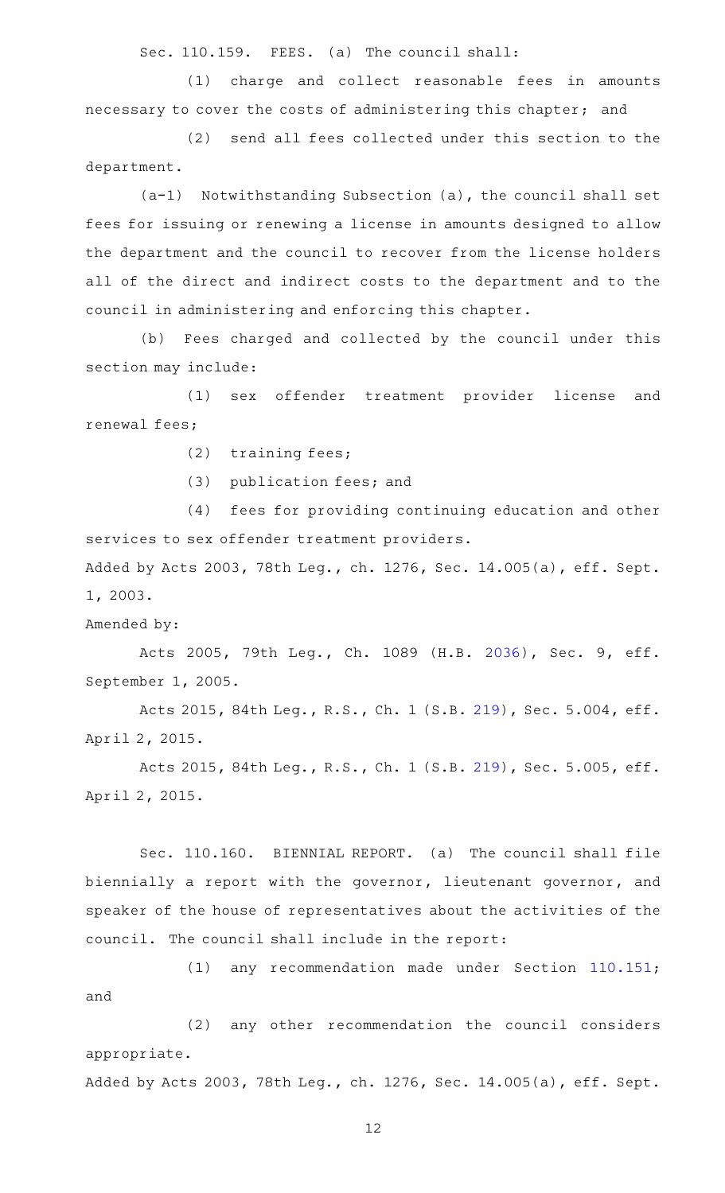Sec. 110.159. FEES. (a) The council shall:

(1) charge and collect reasonable fees in amounts necessary to cover the costs of administering this chapter; and

(2) send all fees collected under this section to the department.

(a-1) Notwithstanding Subsection (a), the council shall set fees for issuing or renewing a license in amounts designed to allow the department and the council to recover from the license holders all of the direct and indirect costs to the department and to the council in administering and enforcing this chapter.

(b) Fees charged and collected by the council under this section may include:

(1) sex offender treatment provider license and renewal fees;

(2) training fees;

(3) publication fees; and

(4) fees for providing continuing education and other services to sex offender treatment providers.

Added by Acts 2003, 78th Leg., ch. 1276, Sec. 14.005(a), eff. Sept. 1, 2003.

Amended by:

Acts 2005, 79th Leg., Ch. 1089 (H.B. 2036), Sec. 9, eff. September 1, 2005.

Acts 2015, 84th Leg., R.S., Ch. 1 (S.B. 219), Sec. 5.004, eff. April 2, 2015.

Acts 2015, 84th Leg., R.S., Ch. 1 (S.B. 219), Sec. 5.005, eff. April 2, 2015.

Sec. 110.160. BIENNIAL REPORT. (a) The council shall file biennially a report with the governor, lieutenant governor, and speaker of the house of representatives about the activities of the council. The council shall include in the report:

(1) any recommendation made under Section 110.151; and

(2) any other recommendation the council considers appropriate.

Added by Acts 2003, 78th Leg., ch. 1276, Sec. 14.005(a), eff. Sept.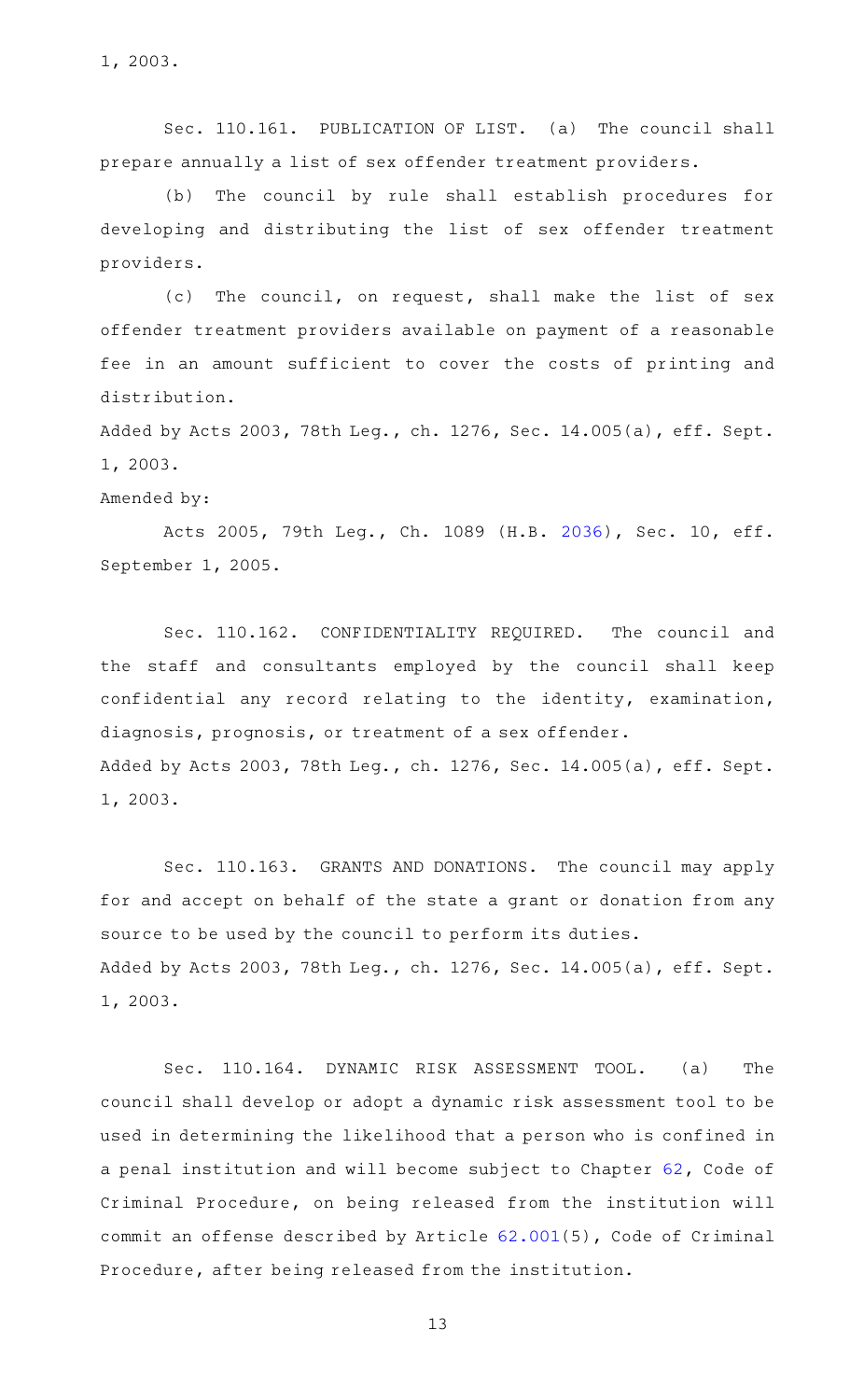1, 2003.

Sec. 110.161. PUBLICATION OF LIST. (a) The council shall prepare annually a list of sex offender treatment providers.

(b) The council by rule shall establish procedures for developing and distributing the list of sex offender treatment providers.

(c) The council, on request, shall make the list of sex offender treatment providers available on payment of a reasonable fee in an amount sufficient to cover the costs of printing and distribution.

Added by Acts 2003, 78th Leg., ch. 1276, Sec. 14.005(a), eff. Sept. 1, 2003.

Amended by:

Acts 2005, 79th Leg., Ch. 1089 (H.B. 2036), Sec. 10, eff. September 1, 2005.

Sec. 110.162. CONFIDENTIALITY REQUIRED. The council and the staff and consultants employed by the council shall keep confidential any record relating to the identity, examination, diagnosis, prognosis, or treatment of a sex offender.

Added by Acts 2003, 78th Leg., ch. 1276, Sec. 14.005(a), eff. Sept. 1, 2003.

Sec. 110.163. GRANTS AND DONATIONS. The council may apply for and accept on behalf of the state a grant or donation from any source to be used by the council to perform its duties.

Added by Acts 2003, 78th Leg., ch. 1276, Sec. 14.005(a), eff. Sept. 1, 2003.

Sec. 110.164. DYNAMIC RISK ASSESSMENT TOOL. (a) The council shall develop or adopt a dynamic risk assessment tool to be used in determining the likelihood that a person who is confined in a penal institution and will become subject to Chapter 62, Code of Criminal Procedure, on being released from the institution will commit an offense described by Article 62.001(5), Code of Criminal Procedure, after being released from the institution.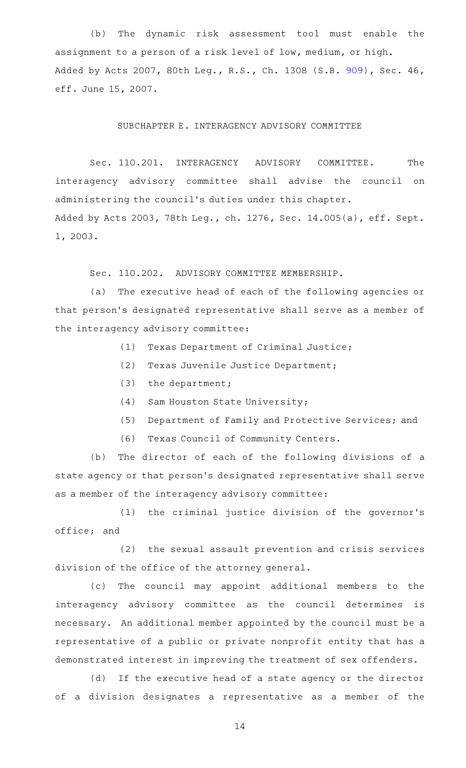(b) The dynamic risk assessment tool must enable the assignment to a person of a risk level of low, medium, or high.

Added by Acts 2007, 80th Leg., R.S., Ch. 1308 (S.B. 909), Sec. 46, eff. June 15, 2007.

## SUBCHAPTER E. INTERAGENCY ADVISORY COMMITTEE

Sec. 110.201. INTERAGENCY ADVISORY COMMITTEE. The interagency advisory committee shall advise the council on administering the council's duties under this chapter.

Added by Acts 2003, 78th Leg., ch. 1276, Sec. 14.005(a), eff. Sept. 1, 2003.

Sec. 110.202. ADVISORY COMMITTEE MEMBERSHIP.

(a) The executive head of each of the following agencies or that person's designated representative shall serve as a member of the interagency advisory committee:

(1) Texas Department of Criminal Justice;

(2) Texas Juvenile Justice Department;

(3) the department;

(4) Sam Houston State University;

(5) Department of Family and Protective Services; and

(6) Texas Council of Community Centers.

(b) The director of each of the following divisions of a state agency or that person's designated representative shall serve as a member of the interagency advisory committee:

(1) the criminal justice division of the governor's office; and

(2) the sexual assault prevention and crisis services division of the office of the attorney general.

(c) The council may appoint additional members to the interagency advisory committee as the council determines is necessary. An additional member appointed by the council must be a representative of a public or private nonprofit entity that has a demonstrated interest in improving the treatment of sex offenders.

(d) If the executive head of a state agency or the director of a division designates a representative as a member of the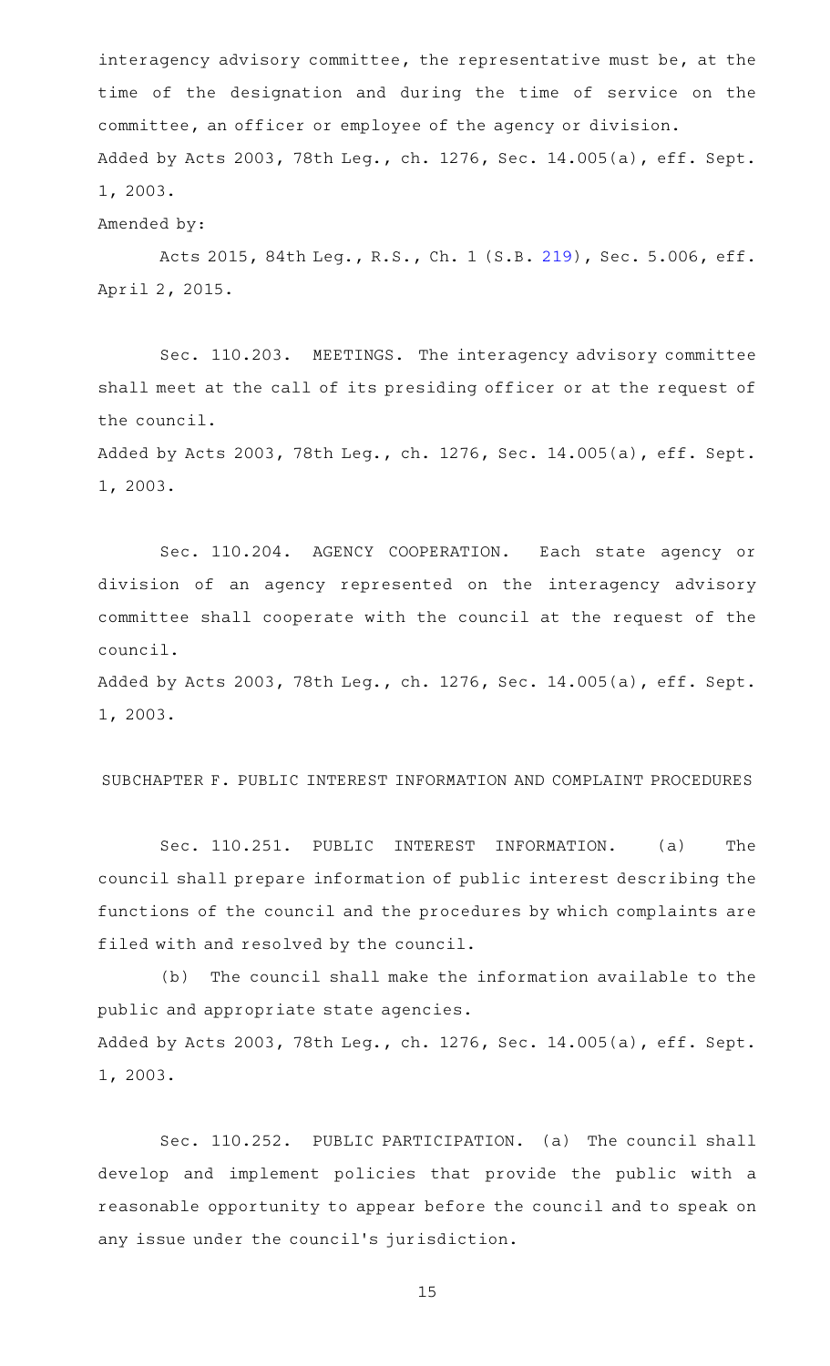interagency advisory committee, the representative must be, at the time of the designation and during the time of service on the committee, an officer or employee of the agency or division.

Added by Acts 2003, 78th Leg., ch. 1276, Sec. 14.005(a), eff. Sept. 1, 2003.

Amended by:

Acts 2015, 84th Leg., R.S., Ch. 1 (S.B. 219), Sec. 5.006, eff. April 2, 2015.

Sec. 110.203. MEETINGS. The interagency advisory committee shall meet at the call of its presiding officer or at the request of the council.

Added by Acts 2003, 78th Leg., ch. 1276, Sec. 14.005(a), eff. Sept. 1, 2003.

Sec. 110.204. AGENCY COOPERATION. Each state agency or division of an agency represented on the interagency advisory committee shall cooperate with the council at the request of the council.

Added by Acts 2003, 78th Leg., ch. 1276, Sec. 14.005(a), eff. Sept. 1, 2003.

SUBCHAPTER F. PUBLIC INTEREST INFORMATION AND COMPLAINT PROCEDURES

Sec. 110.251. PUBLIC INTEREST INFORMATION. (a) The council shall prepare information of public interest describing the functions of the council and the procedures by which complaints are filed with and resolved by the council.

(b) The council shall make the information available to the public and appropriate state agencies.

Added by Acts 2003, 78th Leg., ch. 1276, Sec. 14.005(a), eff. Sept. 1, 2003.

Sec. 110.252. PUBLIC PARTICIPATION. (a) The council shall develop and implement policies that provide the public with a reasonable opportunity to appear before the council and to speak on any issue under the council's jurisdiction.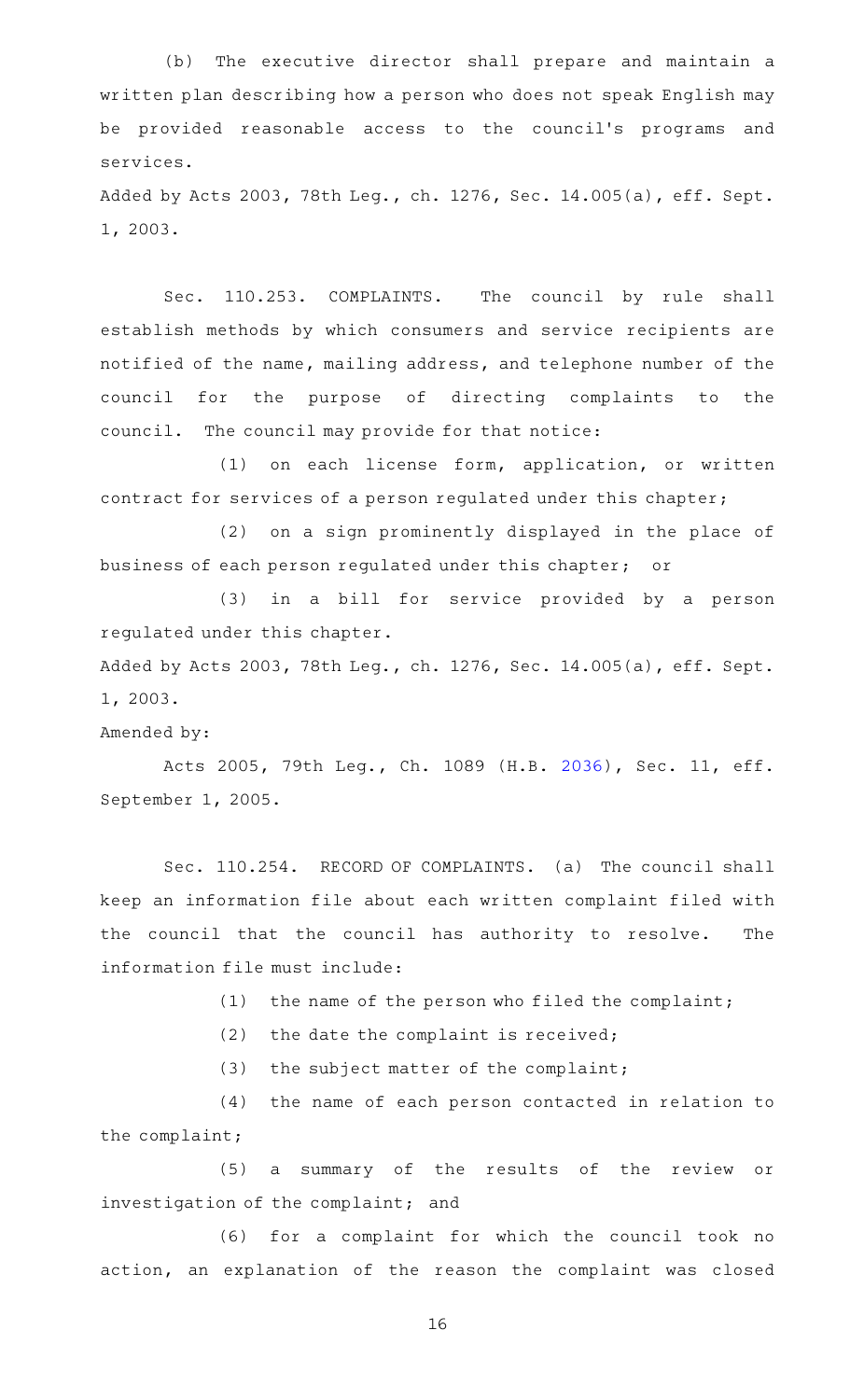(b) The executive director shall prepare and maintain a written plan describing how a person who does not speak English may be provided reasonable access to the council's programs and services.

Added by Acts 2003, 78th Leg., ch. 1276, Sec. 14.005(a), eff. Sept. 1, 2003.

Sec. 110.253. COMPLAINTS. The council by rule shall establish methods by which consumers and service recipients are notified of the name, mailing address, and telephone number of the council for the purpose of directing complaints to the council. The council may provide for that notice:

(1) on each license form, application, or written contract for services of a person regulated under this chapter;

(2) on a sign prominently displayed in the place of business of each person regulated under this chapter; or

(3) in a bill for service provided by a person regulated under this chapter.

Added by Acts 2003, 78th Leg., ch. 1276, Sec. 14.005(a), eff. Sept. 1, 2003.

Amended by:

Acts 2005, 79th Leg., Ch. 1089 (H.B. 2036), Sec. 11, eff. September 1, 2005.

Sec. 110.254. RECORD OF COMPLAINTS. (a) The council shall keep an information file about each written complaint filed with the council that the council has authority to resolve. The information file must include:

(1) the name of the person who filed the complaint;

(2) the date the complaint is received;

(3) the subject matter of the complaint;

(4) the name of each person contacted in relation to the complaint;

(5) a summary of the results of the review or investigation of the complaint; and

(6) for a complaint for which the council took no action, an explanation of the reason the complaint was closed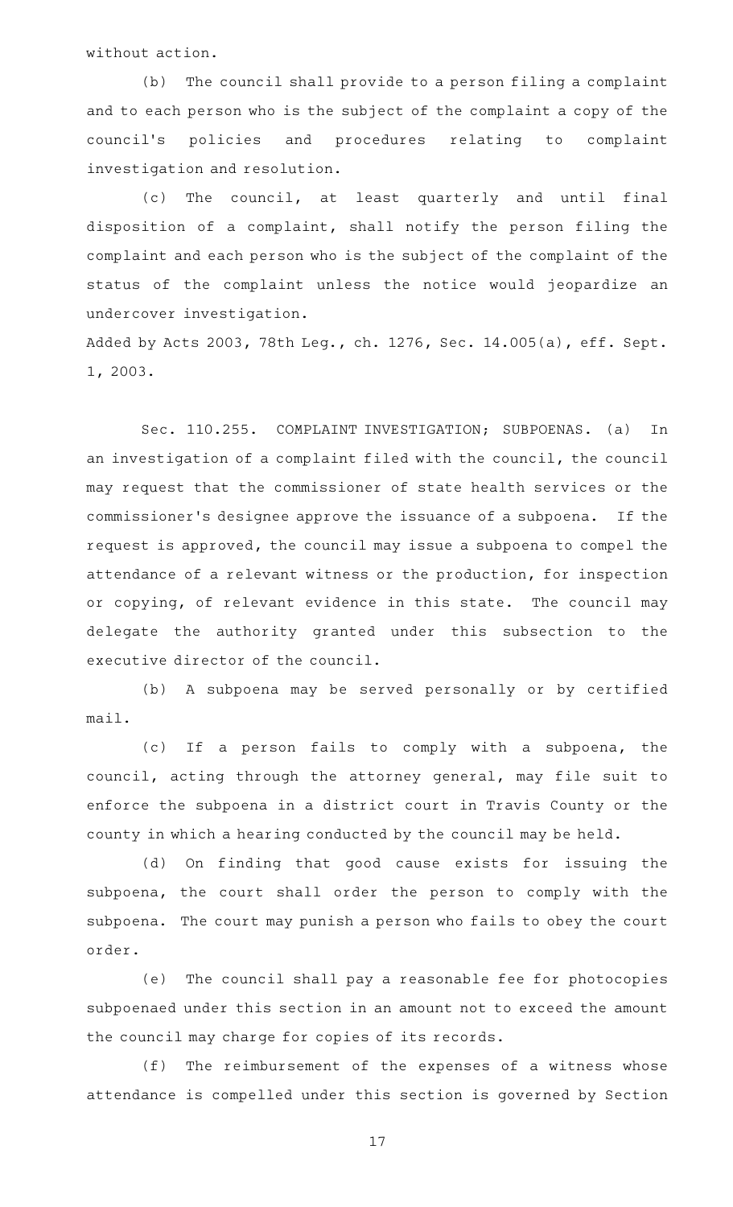without action.

(b) The council shall provide to a person filing a complaint and to each person who is the subject of the complaint a copy of the council's policies and procedures relating to complaint investigation and resolution.

(c) The council, at least quarterly and until final disposition of a complaint, shall notify the person filing the complaint and each person who is the subject of the complaint of the status of the complaint unless the notice would jeopardize an undercover investigation.

Added by Acts 2003, 78th Leg., ch. 1276, Sec. 14.005(a), eff. Sept. 1, 2003.

Sec. 110.255. COMPLAINT INVESTIGATION; SUBPOENAS. (a) In an investigation of a complaint filed with the council, the council may request that the commissioner of state health services or the commissioner's designee approve the issuance of a subpoena. If the request is approved, the council may issue a subpoena to compel the attendance of a relevant witness or the production, for inspection or copying, of relevant evidence in this state. The council may delegate the authority granted under this subsection to the executive director of the council.

(b) A subpoena may be served personally or by certified mail.

(c) If a person fails to comply with a subpoena, the council, acting through the attorney general, may file suit to enforce the subpoena in a district court in Travis County or the county in which a hearing conducted by the council may be held.

(d) On finding that good cause exists for issuing the subpoena, the court shall order the person to comply with the subpoena. The court may punish a person who fails to obey the court order.

(e) The council shall pay a reasonable fee for photocopies subpoenaed under this section in an amount not to exceed the amount the council may charge for copies of its records.

(f) The reimbursement of the expenses of a witness whose attendance is compelled under this section is governed by Section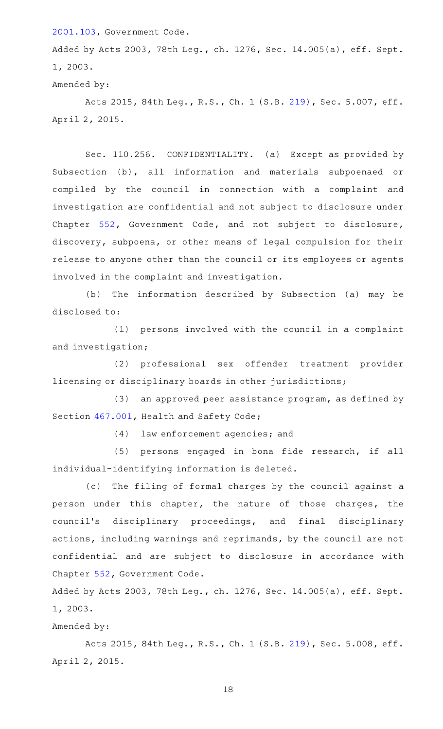2001.103, Government Code.

Added by Acts 2003, 78th Leg., ch. 1276, Sec. 14.005(a), eff. Sept. 1, 2003.

Amended by:

Acts 2015, 84th Leg., R.S., Ch. 1 (S.B. 219), Sec. 5.007, eff. April 2, 2015.

Sec. 110.256. CONFIDENTIALITY. (a) Except as provided by Subsection (b), all information and materials subpoenaed or compiled by the council in connection with a complaint and investigation are confidential and not subject to disclosure under Chapter 552, Government Code, and not subject to disclosure, discovery, subpoena, or other means of legal compulsion for their release to anyone other than the council or its employees or agents involved in the complaint and investigation.

(b) The information described by Subsection (a) may be disclosed to:

(1) persons involved with the council in a complaint and investigation;

(2) professional sex offender treatment provider licensing or disciplinary boards in other jurisdictions;

(3) an approved peer assistance program, as defined by Section 467.001, Health and Safety Code;

(4) law enforcement agencies; and

(5) persons engaged in bona fide research, if all individual-identifying information is deleted.

(c) The filing of formal charges by the council against a person under this chapter, the nature of those charges, the council's disciplinary proceedings, and final disciplinary actions, including warnings and reprimands, by the council are not confidential and are subject to disclosure in accordance with Chapter 552, Government Code.

Added by Acts 2003, 78th Leg., ch. 1276, Sec. 14.005(a), eff. Sept. 1, 2003.

Amended by:

Acts 2015, 84th Leg., R.S., Ch. 1 (S.B. 219), Sec. 5.008, eff. April 2, 2015.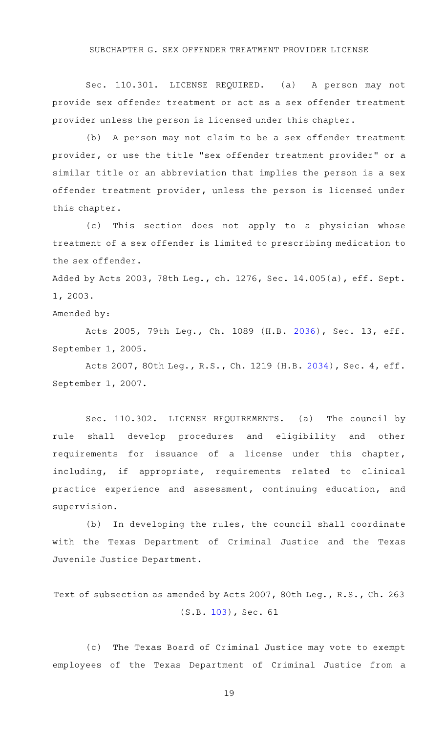## SUBCHAPTER G. SEX OFFENDER TREATMENT PROVIDER LICENSE

Sec. 110.301. LICENSE REQUIRED. (a) A person may not provide sex offender treatment or act as a sex offender treatment provider unless the person is licensed under this chapter.

(b) A person may not claim to be a sex offender treatment provider, or use the title "sex offender treatment provider" or a similar title or an abbreviation that implies the person is a sex offender treatment provider, unless the person is licensed under this chapter.

(c) This section does not apply to a physician whose treatment of a sex offender is limited to prescribing medication to the sex offender.

Added by Acts 2003, 78th Leg., ch. 1276, Sec. 14.005(a), eff. Sept. 1, 2003.

Amended by:

Acts 2005, 79th Leg., Ch. 1089 (H.B. 2036), Sec. 13, eff. September 1, 2005.

Acts 2007, 80th Leg., R.S., Ch. 1219 (H.B. 2034), Sec. 4, eff. September 1, 2007.

Sec. 110.302. LICENSE REQUIREMENTS. (a) The council by rule shall develop procedures and eligibility and other requirements for issuance of a license under this chapter, including, if appropriate, requirements related to clinical practice experience and assessment, continuing education, and supervision.

(b) In developing the rules, the council shall coordinate with the Texas Department of Criminal Justice and the Texas Juvenile Justice Department.

Text of subsection as amended by Acts 2007, 80th Leg., R.S., Ch. 263 (S.B. 103), Sec. 61

(c) The Texas Board of Criminal Justice may vote to exempt employees of the Texas Department of Criminal Justice from a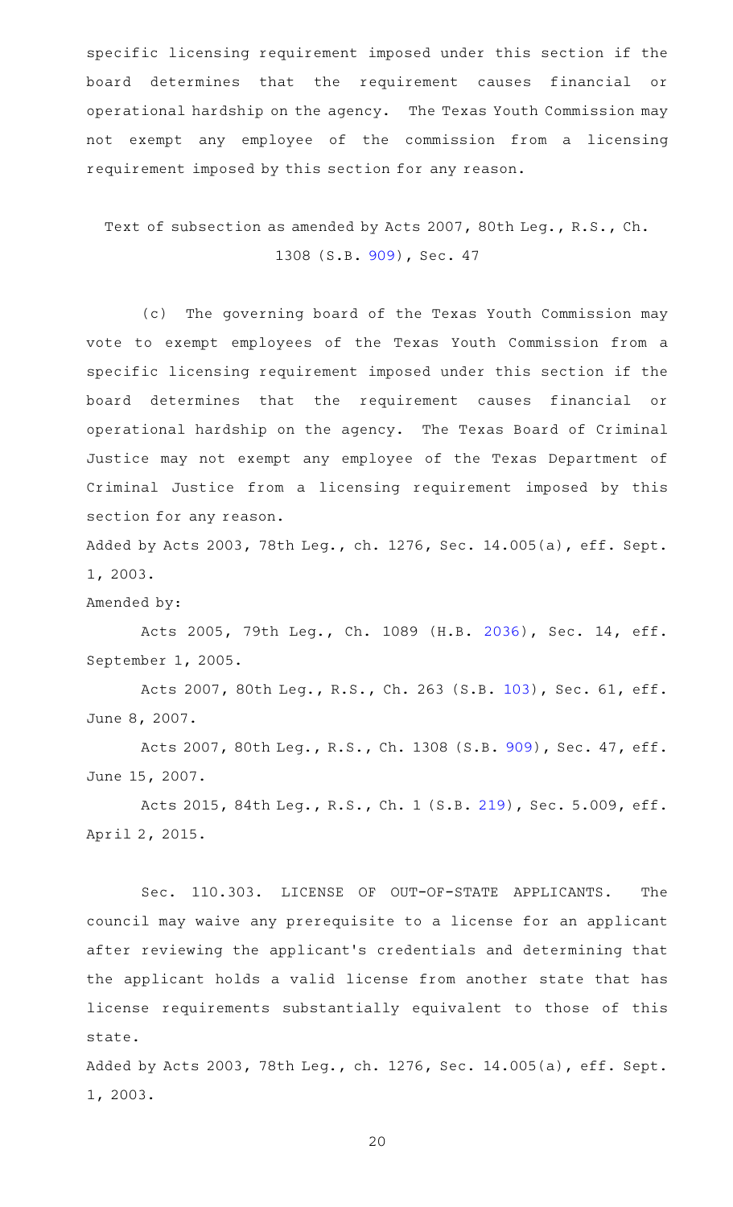specific licensing requirement imposed under this section if the board determines that the requirement causes financial or operational hardship on the agency. The Texas Youth Commission may not exempt any employee of the commission from a licensing requirement imposed by this section for any reason.

Text of subsection as amended by Acts 2007, 80th Leg., R.S., Ch. 1308 (S.B. 909), Sec. 47

(c) The governing board of the Texas Youth Commission may vote to exempt employees of the Texas Youth Commission from a specific licensing requirement imposed under this section if the board determines that the requirement causes financial or operational hardship on the agency. The Texas Board of Criminal Justice may not exempt any employee of the Texas Department of Criminal Justice from a licensing requirement imposed by this section for any reason.

Added by Acts 2003, 78th Leg., ch. 1276, Sec. 14.005(a), eff. Sept. 1, 2003.

Amended by:

Acts 2005, 79th Leg., Ch. 1089 (H.B. 2036), Sec. 14, eff. September 1, 2005.

Acts 2007, 80th Leg., R.S., Ch. 263 (S.B. 103), Sec. 61, eff. June 8, 2007.

Acts 2007, 80th Leg., R.S., Ch. 1308 (S.B. 909), Sec. 47, eff. June 15, 2007.

Acts 2015, 84th Leg., R.S., Ch. 1 (S.B. 219), Sec. 5.009, eff. April 2, 2015.

Sec. 110.303. LICENSE OF OUT-OF-STATE APPLICANTS. The council may waive any prerequisite to a license for an applicant after reviewing the applicant's credentials and determining that the applicant holds a valid license from another state that has license requirements substantially equivalent to those of this state.

Added by Acts 2003, 78th Leg., ch. 1276, Sec. 14.005(a), eff. Sept. 1, 2003.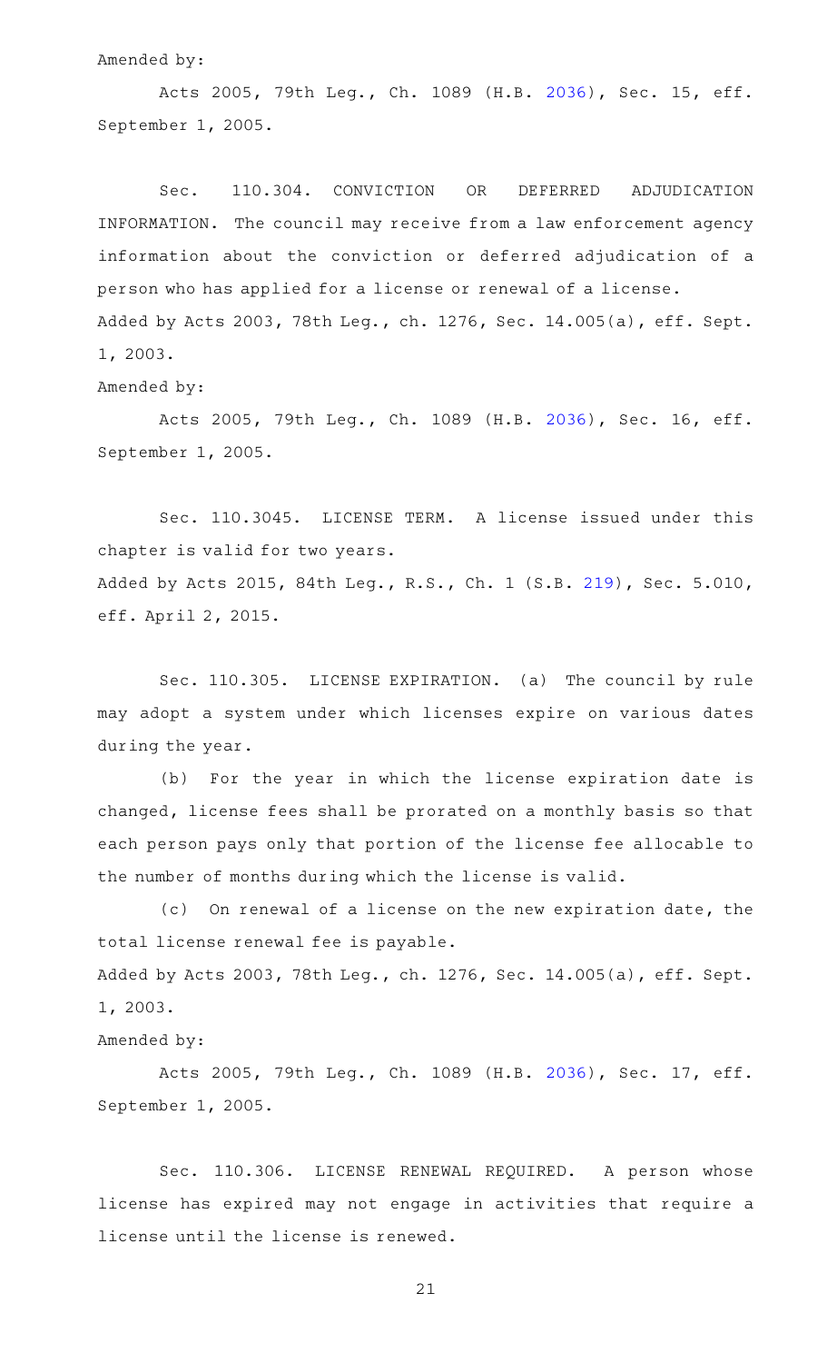Amended by:

Acts 2005, 79th Leg., Ch. 1089 (H.B. 2036), Sec. 15, eff. September 1, 2005.

Sec. 110.304. CONVICTION OR DEFERRED ADJUDICATION INFORMATION. The council may receive from a law enforcement agency information about the conviction or deferred adjudication of a person who has applied for a license or renewal of a license.

Added by Acts 2003, 78th Leg., ch. 1276, Sec. 14.005(a), eff. Sept. 1, 2003.

Amended by:

Acts 2005, 79th Leg., Ch. 1089 (H.B. 2036), Sec. 16, eff. September 1, 2005.

Sec. 110.3045. LICENSE TERM. A license issued under this chapter is valid for two years.

Added by Acts 2015, 84th Leg., R.S., Ch. 1 (S.B. 219), Sec. 5.010, eff. April 2, 2015.

Sec. 110.305. LICENSE EXPIRATION. (a) The council by rule may adopt a system under which licenses expire on various dates during the year.

(b) For the year in which the license expiration date is changed, license fees shall be prorated on a monthly basis so that each person pays only that portion of the license fee allocable to the number of months during which the license is valid.

(c) On renewal of a license on the new expiration date, the total license renewal fee is payable.

Added by Acts 2003, 78th Leg., ch. 1276, Sec. 14.005(a), eff. Sept. 1, 2003.

Amended by:

Acts 2005, 79th Leg., Ch. 1089 (H.B. 2036), Sec. 17, eff. September 1, 2005.

Sec. 110.306. LICENSE RENEWAL REQUIRED. A person whose license has expired may not engage in activities that require a license until the license is renewed.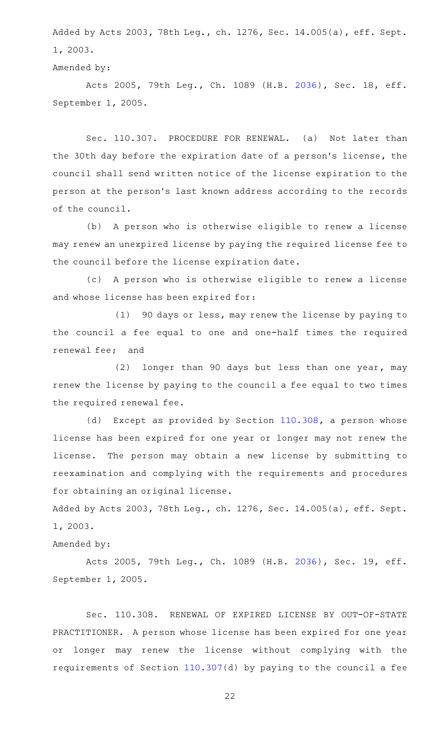Added by Acts 2003, 78th Leg., ch. 1276, Sec. 14.005(a), eff. Sept. 1, 2003.

Amended by:

Acts 2005, 79th Leg., Ch. 1089 (H.B. 2036), Sec. 18, eff. September 1, 2005.

Sec. 110.307. PROCEDURE FOR RENEWAL. (a) Not later than the 30th day before the expiration date of a person's license, the council shall send written notice of the license expiration to the person at the person's last known address according to the records of the council.

(b) A person who is otherwise eligible to renew a license may renew an unexpired license by paying the required license fee to the council before the license expiration date.

(c) A person who is otherwise eligible to renew a license and whose license has been expired for:

(1) 90 days or less, may renew the license by paying to the council a fee equal to one and one-half times the required renewal fee; and

(2) longer than 90 days but less than one year, may renew the license by paying to the council a fee equal to two times the required renewal fee.

(d) Except as provided by Section 110.308, a person whose license has been expired for one year or longer may not renew the license. The person may obtain a new license by submitting to reexamination and complying with the requirements and procedures for obtaining an original license.

Added by Acts 2003, 78th Leg., ch. 1276, Sec. 14.005(a), eff. Sept. 1, 2003.

Amended by:

Acts 2005, 79th Leg., Ch. 1089 (H.B. 2036), Sec. 19, eff. September 1, 2005.

Sec. 110.308. RENEWAL OF EXPIRED LICENSE BY OUT-OF-STATE PRACTITIONER. A person whose license has been expired for one year or longer may renew the license without complying with the requirements of Section 110.307(d) by paying to the council a fee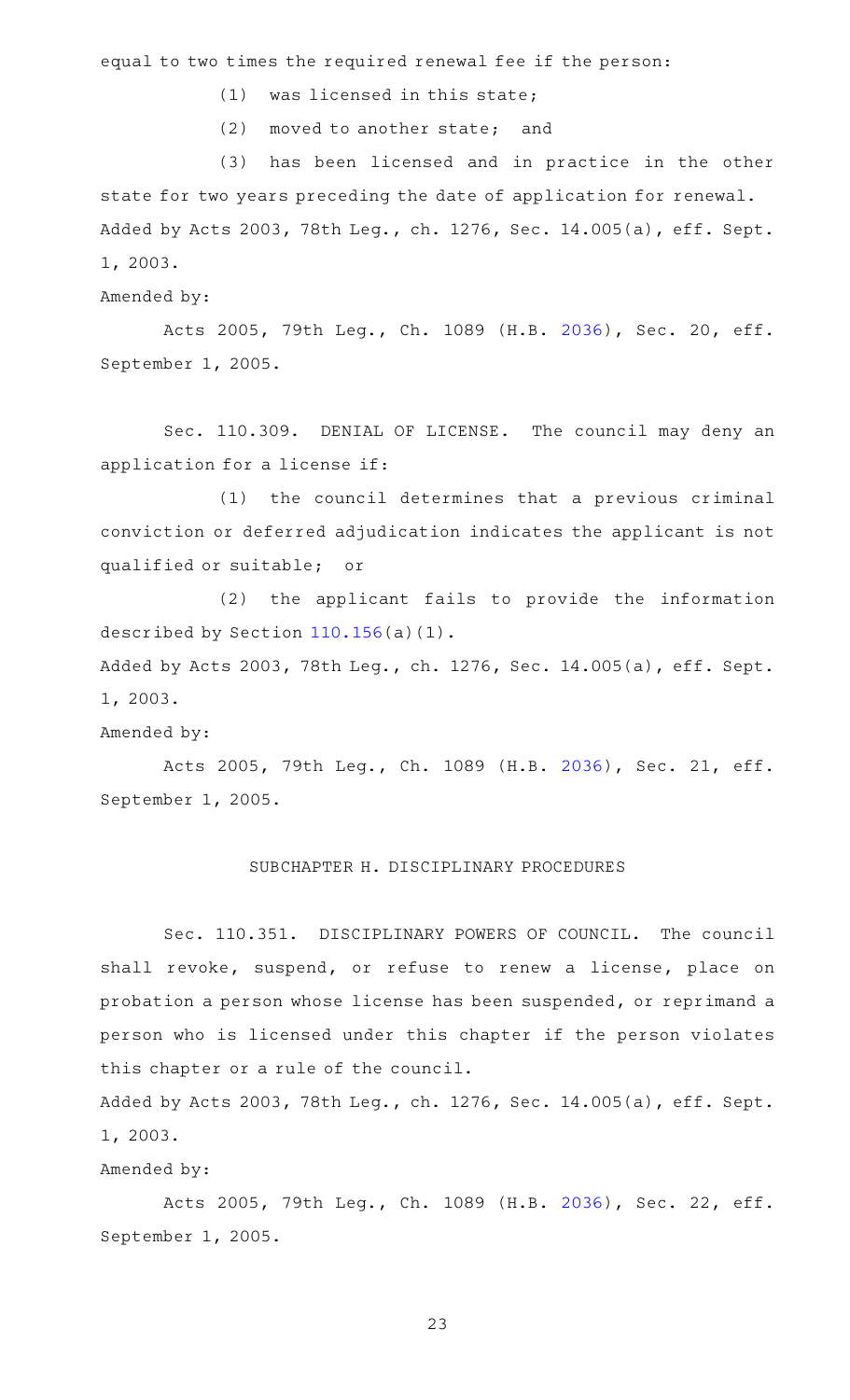equal to two times the required renewal fee if the person:

(1) was licensed in this state;

(2) moved to another state; and

(3) has been licensed and in practice in the other state for two years preceding the date of application for renewal.

Added by Acts 2003, 78th Leg., ch. 1276, Sec. 14.005(a), eff. Sept. 1, 2003.

Amended by:

Acts 2005, 79th Leg., Ch. 1089 (H.B. 2036), Sec. 20, eff. September 1, 2005.

Sec. 110.309. DENIAL OF LICENSE. The council may deny an application for a license if:

(1) the council determines that a previous criminal conviction or deferred adjudication indicates the applicant is not qualified or suitable; or

(2) the applicant fails to provide the information described by Section 110.156(a)(1).

Added by Acts 2003, 78th Leg., ch. 1276, Sec. 14.005(a), eff. Sept. 1, 2003.

Amended by:

Acts 2005, 79th Leg., Ch. 1089 (H.B. 2036), Sec. 21, eff. September 1, 2005.

## SUBCHAPTER H. DISCIPLINARY PROCEDURES

Sec. 110.351. DISCIPLINARY POWERS OF COUNCIL. The council shall revoke, suspend, or refuse to renew a license, place on probation a person whose license has been suspended, or reprimand a person who is licensed under this chapter if the person violates this chapter or a rule of the council.

Added by Acts 2003, 78th Leg., ch. 1276, Sec. 14.005(a), eff. Sept. 1, 2003.

Amended by:

Acts 2005, 79th Leg., Ch. 1089 (H.B. 2036), Sec. 22, eff. September 1, 2005.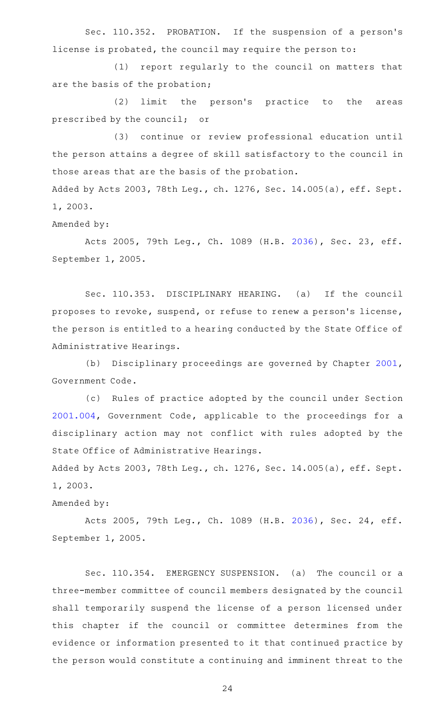Sec. 110.352. PROBATION. If the suspension of a person's license is probated, the council may require the person to:

(1) report regularly to the council on matters that are the basis of the probation;

(2) limit the person's practice to the areas prescribed by the council; or

(3) continue or review professional education until the person attains a degree of skill satisfactory to the council in those areas that are the basis of the probation.

Added by Acts 2003, 78th Leg., ch. 1276, Sec. 14.005(a), eff. Sept. 1, 2003.

Amended by:

Acts 2005, 79th Leg., Ch. 1089 (H.B. 2036), Sec. 23, eff. September 1, 2005.

Sec. 110.353. DISCIPLINARY HEARING. (a) If the council proposes to revoke, suspend, or refuse to renew a person's license, the person is entitled to a hearing conducted by the State Office of Administrative Hearings.

(b) Disciplinary proceedings are governed by Chapter 2001, Government Code.

(c) Rules of practice adopted by the council under Section 2001.004, Government Code, applicable to the proceedings for a disciplinary action may not conflict with rules adopted by the State Office of Administrative Hearings.

Added by Acts 2003, 78th Leg., ch. 1276, Sec. 14.005(a), eff. Sept. 1, 2003.

Amended by:

Acts 2005, 79th Leg., Ch. 1089 (H.B. 2036), Sec. 24, eff. September 1, 2005.

Sec. 110.354. EMERGENCY SUSPENSION. (a) The council or a three-member committee of council members designated by the council shall temporarily suspend the license of a person licensed under this chapter if the council or committee determines from the evidence or information presented to it that continued practice by the person would constitute a continuing and imminent threat to the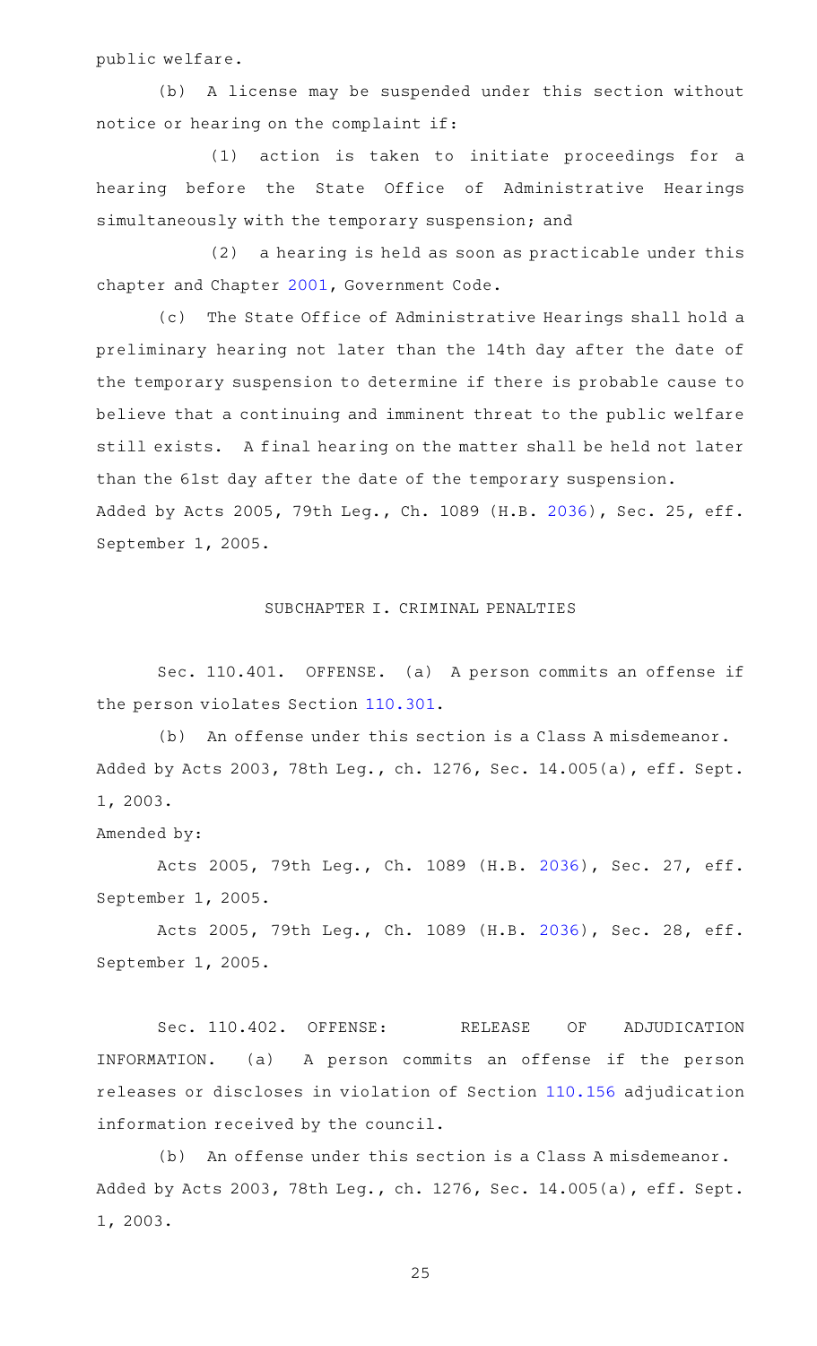public welfare.

(b) A license may be suspended under this section without notice or hearing on the complaint if:

(1) action is taken to initiate proceedings for a hearing before the State Office of Administrative Hearings simultaneously with the temporary suspension; and

(2) a hearing is held as soon as practicable under this chapter and Chapter 2001, Government Code.

(c) The State Office of Administrative Hearings shall hold a preliminary hearing not later than the 14th day after the date of the temporary suspension to determine if there is probable cause to believe that a continuing and imminent threat to the public welfare still exists. A final hearing on the matter shall be held not later than the 61st day after the date of the temporary suspension.

Added by Acts 2005, 79th Leg., Ch. 1089 (H.B. 2036), Sec. 25, eff. September 1, 2005.

## SUBCHAPTER I. CRIMINAL PENALTIES

Sec. 110.401. OFFENSE. (a) A person commits an offense if the person violates Section 110.301.

(b) An offense under this section is a Class A misdemeanor.

Added by Acts 2003, 78th Leg., ch. 1276, Sec. 14.005(a), eff. Sept. 1, 2003.

Amended by:

Acts 2005, 79th Leg., Ch. 1089 (H.B. 2036), Sec. 27, eff. September 1, 2005.

Acts 2005, 79th Leg., Ch. 1089 (H.B. 2036), Sec. 28, eff. September 1, 2005.

Sec. 110.402. OFFENSE: RELEASE OF ADJUDICATION INFORMATION. (a) A person commits an offense if the person releases or discloses in violation of Section 110.156 adjudication information received by the council.

(b) An offense under this section is a Class A misdemeanor.

Added by Acts 2003, 78th Leg., ch. 1276, Sec. 14.005(a), eff. Sept. 1, 2003.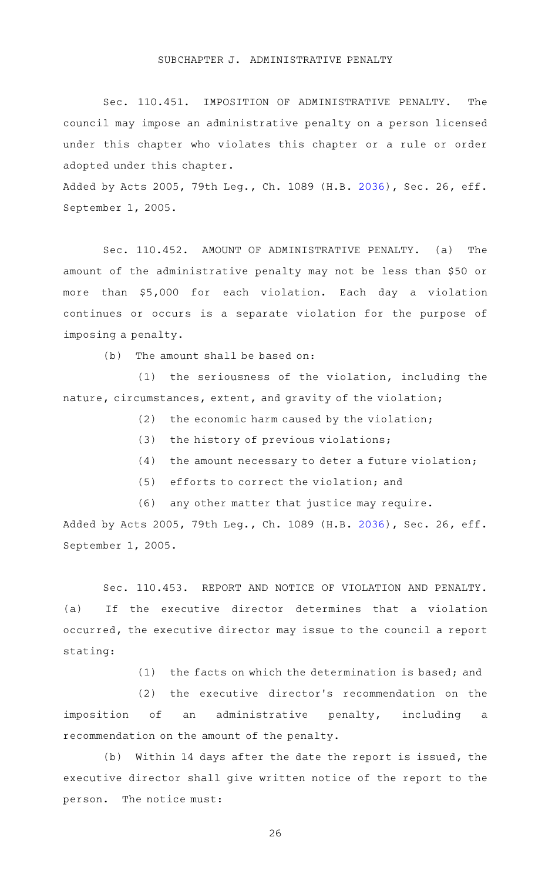## SUBCHAPTER J. ADMINISTRATIVE PENALTY

Sec. 110.451. IMPOSITION OF ADMINISTRATIVE PENALTY. The council may impose an administrative penalty on a person licensed under this chapter who violates this chapter or a rule or order adopted under this chapter.

Added by Acts 2005, 79th Leg., Ch. 1089 (H.B. 2036), Sec. 26, eff. September 1, 2005.

Sec. 110.452. AMOUNT OF ADMINISTRATIVE PENALTY. (a) The amount of the administrative penalty may not be less than $50 or more than $5,000 for each violation. Each day a violation continues or occurs is a separate violation for the purpose of imposing a penalty.

(b) The amount shall be based on:

(1) the seriousness of the violation, including the nature, circumstances, extent, and gravity of the violation;

(2) the economic harm caused by the violation;

(3) the history of previous violations;

(4) the amount necessary to deter a future violation;

(5) efforts to correct the violation; and

(6) any other matter that justice may require.

Added by Acts 2005, 79th Leg., Ch. 1089 (H.B. 2036), Sec. 26, eff. September 1, 2005.

Sec. 110.453. REPORT AND NOTICE OF VIOLATION AND PENALTY. (a) If the executive director determines that a violation occurred, the executive director may issue to the council a report stating:

(1) the facts on which the determination is based; and

(2) the executive director's recommendation on the imposition of an administrative penalty, including a recommendation on the amount of the penalty.

(b) Within 14 days after the date the report is issued, the executive director shall give written notice of the report to the person. The notice must: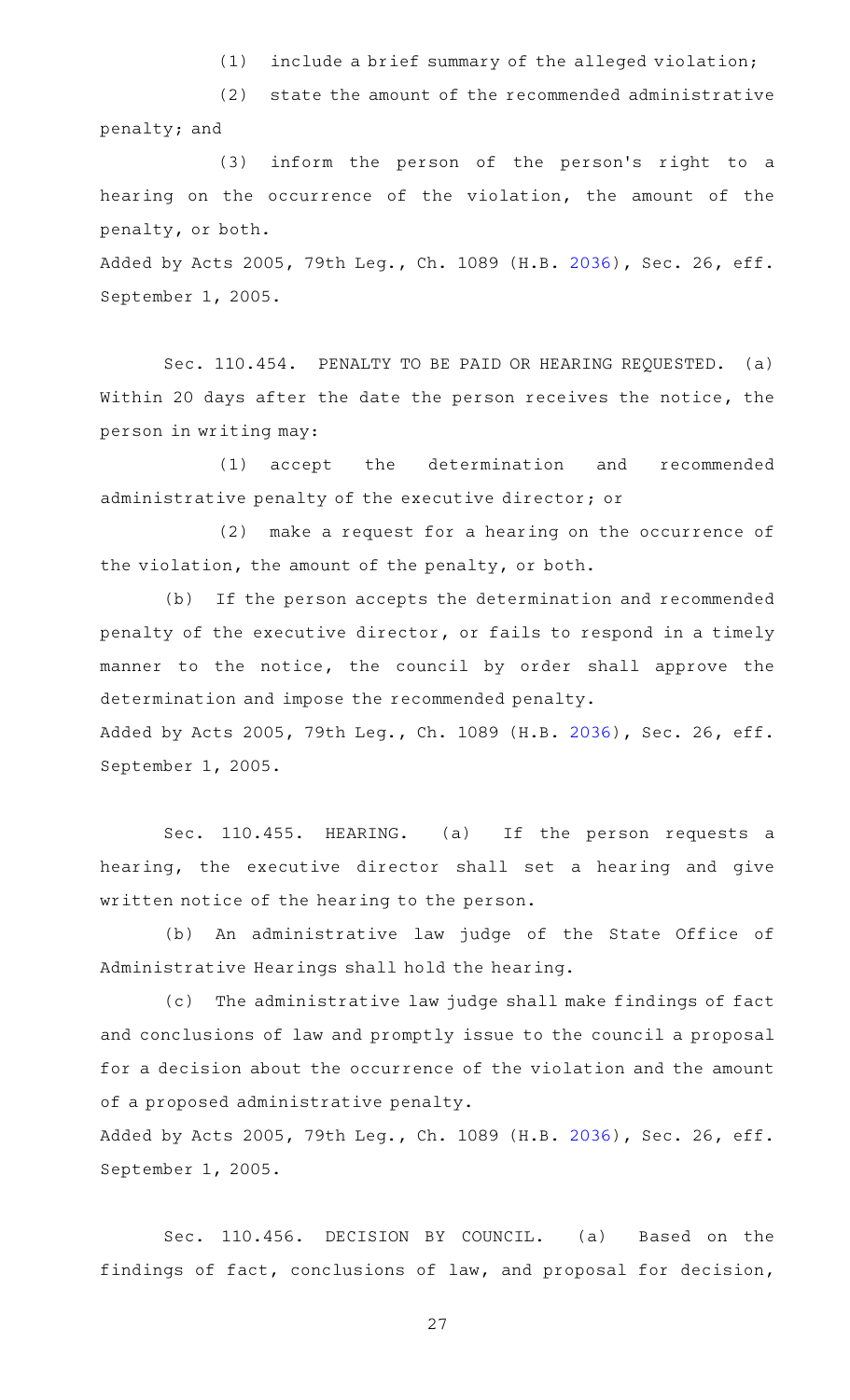(1) include a brief summary of the alleged violation;

(2) state the amount of the recommended administrative penalty; and

(3) inform the person of the person's right to a hearing on the occurrence of the violation, the amount of the penalty, or both.

Added by Acts 2005, 79th Leg., Ch. 1089 (H.B. 2036), Sec. 26, eff. September 1, 2005.

Sec. 110.454. PENALTY TO BE PAID OR HEARING REQUESTED. (a) Within 20 days after the date the person receives the notice, the person in writing may:

(1) accept the determination and recommended administrative penalty of the executive director; or

(2) make a request for a hearing on the occurrence of the violation, the amount of the penalty, or both.

(b) If the person accepts the determination and recommended penalty of the executive director, or fails to respond in a timely manner to the notice, the council by order shall approve the determination and impose the recommended penalty.

Added by Acts 2005, 79th Leg., Ch. 1089 (H.B. 2036), Sec. 26, eff. September 1, 2005.

Sec. 110.455. HEARING. (a) If the person requests a hearing, the executive director shall set a hearing and give written notice of the hearing to the person.

(b) An administrative law judge of the State Office of Administrative Hearings shall hold the hearing.

(c) The administrative law judge shall make findings of fact and conclusions of law and promptly issue to the council a proposal for a decision about the occurrence of the violation and the amount of a proposed administrative penalty.

Added by Acts 2005, 79th Leg., Ch. 1089 (H.B. 2036), Sec. 26, eff. September 1, 2005.

Sec. 110.456. DECISION BY COUNCIL. (a) Based on the findings of fact, conclusions of law, and proposal for decision,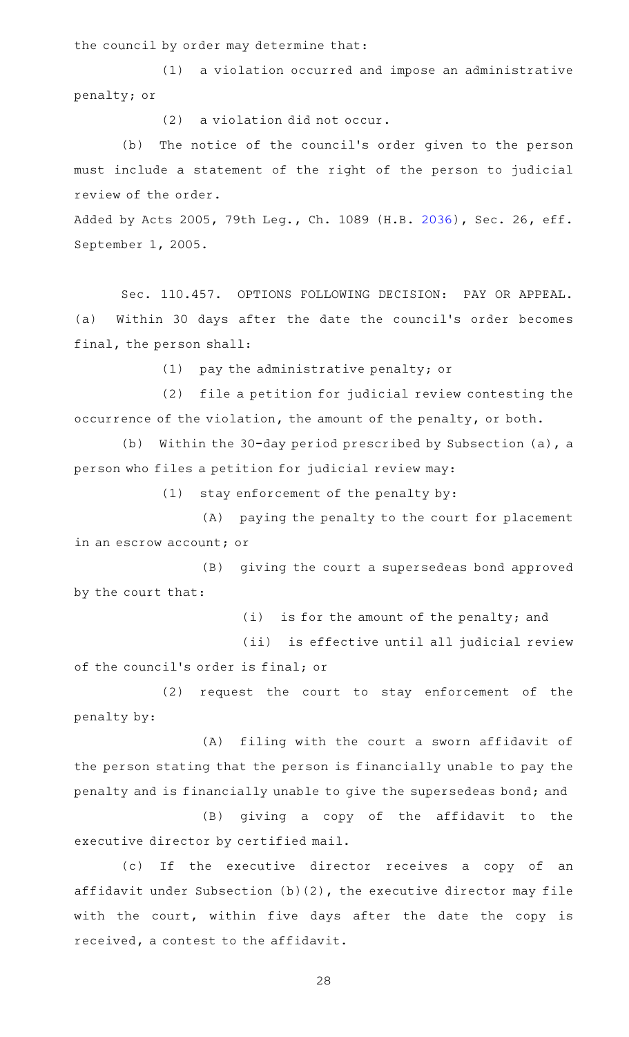the council by order may determine that:

(1) a violation occurred and impose an administrative penalty; or

(2) a violation did not occur.

(b) The notice of the council's order given to the person must include a statement of the right of the person to judicial review of the order.

Added by Acts 2005, 79th Leg., Ch. 1089 (H.B. 2036), Sec. 26, eff. September 1, 2005.

Sec. 110.457. OPTIONS FOLLOWING DECISION: PAY OR APPEAL. (a) Within 30 days after the date the council's order becomes final, the person shall:

(1) pay the administrative penalty; or

(2) file a petition for judicial review contesting the occurrence of the violation, the amount of the penalty, or both.

(b) Within the 30-day period prescribed by Subsection (a), a person who files a petition for judicial review may:

(1) stay enforcement of the penalty by:

(A) paying the penalty to the court for placement in an escrow account; or

(B) giving the court a supersedeas bond approved by the court that:

(i) is for the amount of the penalty; and

(ii) is effective until all judicial review of the council's order is final; or

(2) request the court to stay enforcement of the penalty by:

(A) filing with the court a sworn affidavit of the person stating that the person is financially unable to pay the penalty and is financially unable to give the supersedeas bond; and

(B) giving a copy of the affidavit to the executive director by certified mail.

(c) If the executive director receives a copy of an affidavit under Subsection (b)(2), the executive director may file with the court, within five days after the date the copy is received, a contest to the affidavit.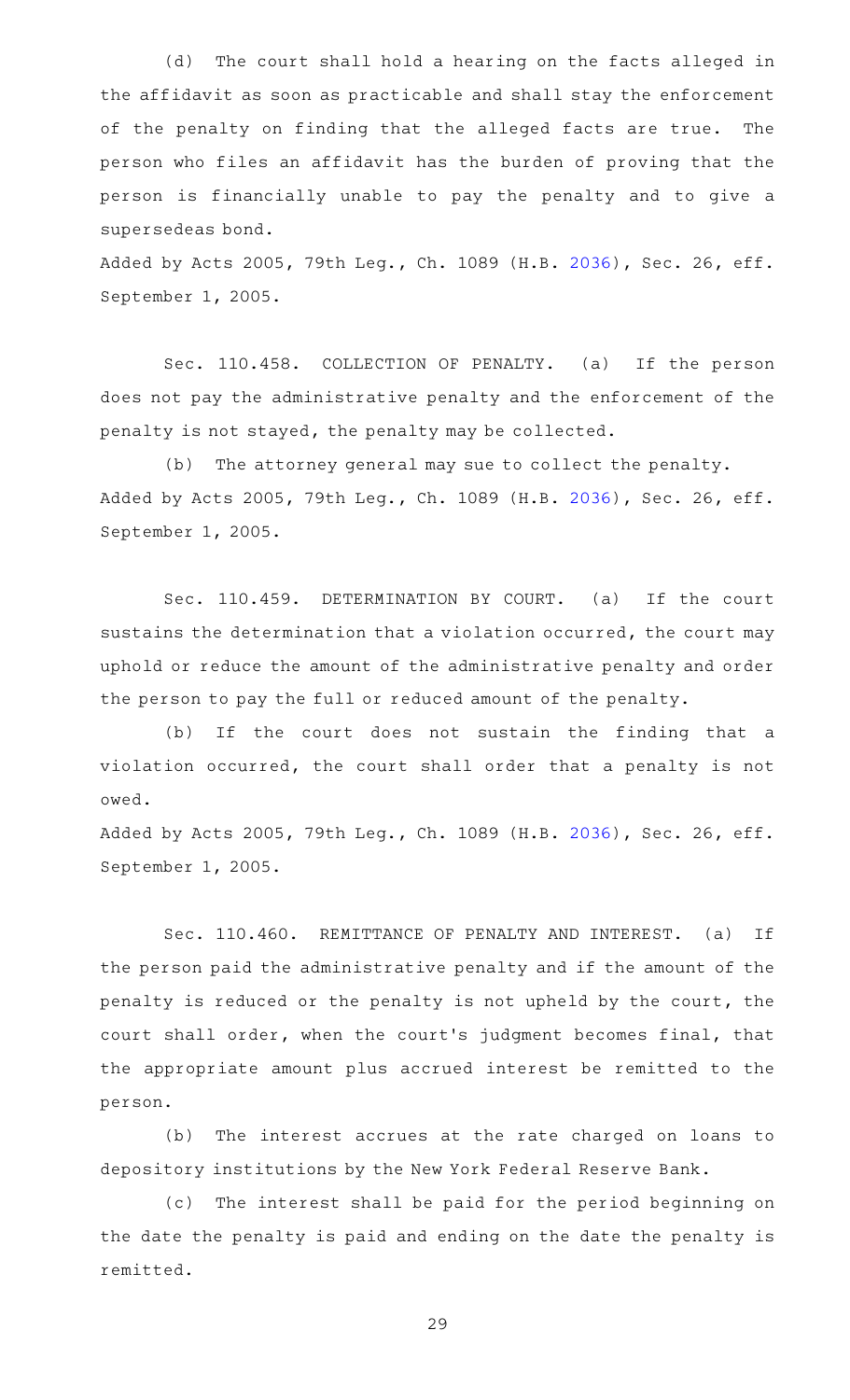(d) The court shall hold a hearing on the facts alleged in the affidavit as soon as practicable and shall stay the enforcement of the penalty on finding that the alleged facts are true. The person who files an affidavit has the burden of proving that the person is financially unable to pay the penalty and to give a supersedeas bond.

Added by Acts 2005, 79th Leg., Ch. 1089 (H.B. 2036), Sec. 26, eff. September 1, 2005.

Sec. 110.458. COLLECTION OF PENALTY. (a) If the person does not pay the administrative penalty and the enforcement of the penalty is not stayed, the penalty may be collected.

(b) The attorney general may sue to collect the penalty.

Added by Acts 2005, 79th Leg., Ch. 1089 (H.B. 2036), Sec. 26, eff. September 1, 2005.

Sec. 110.459. DETERMINATION BY COURT. (a) If the court sustains the determination that a violation occurred, the court may uphold or reduce the amount of the administrative penalty and order the person to pay the full or reduced amount of the penalty.

(b) If the court does not sustain the finding that a violation occurred, the court shall order that a penalty is not owed.

Added by Acts 2005, 79th Leg., Ch. 1089 (H.B. 2036), Sec. 26, eff. September 1, 2005.

Sec. 110.460. REMITTANCE OF PENALTY AND INTEREST. (a) If the person paid the administrative penalty and if the amount of the penalty is reduced or the penalty is not upheld by the court, the court shall order, when the court's judgment becomes final, that the appropriate amount plus accrued interest be remitted to the person.

(b) The interest accrues at the rate charged on loans to depository institutions by the New York Federal Reserve Bank.

(c) The interest shall be paid for the period beginning on the date the penalty is paid and ending on the date the penalty is remitted.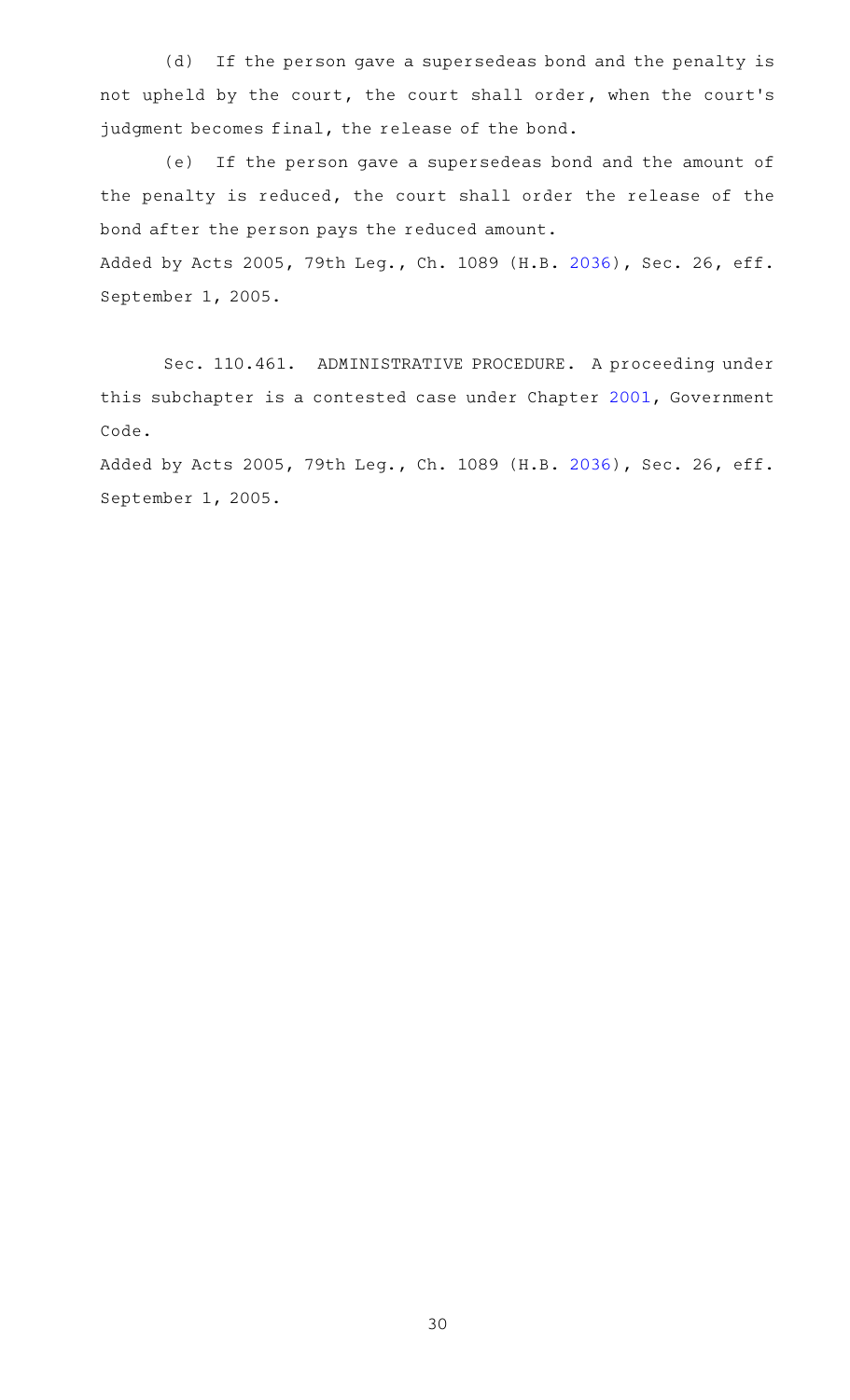(d) If the person gave a supersedeas bond and the penalty is not upheld by the court, the court shall order, when the court's judgment becomes final, the release of the bond.

(e) If the person gave a supersedeas bond and the amount of the penalty is reduced, the court shall order the release of the bond after the person pays the reduced amount.

Added by Acts 2005, 79th Leg., Ch. 1089 (H.B. 2036), Sec. 26, eff. September 1, 2005.

Sec. 110.461. ADMINISTRATIVE PROCEDURE. A proceeding under this subchapter is a contested case under Chapter 2001, Government Code.

Added by Acts 2005, 79th Leg., Ch. 1089 (H.B. 2036), Sec. 26, eff. September 1, 2005.